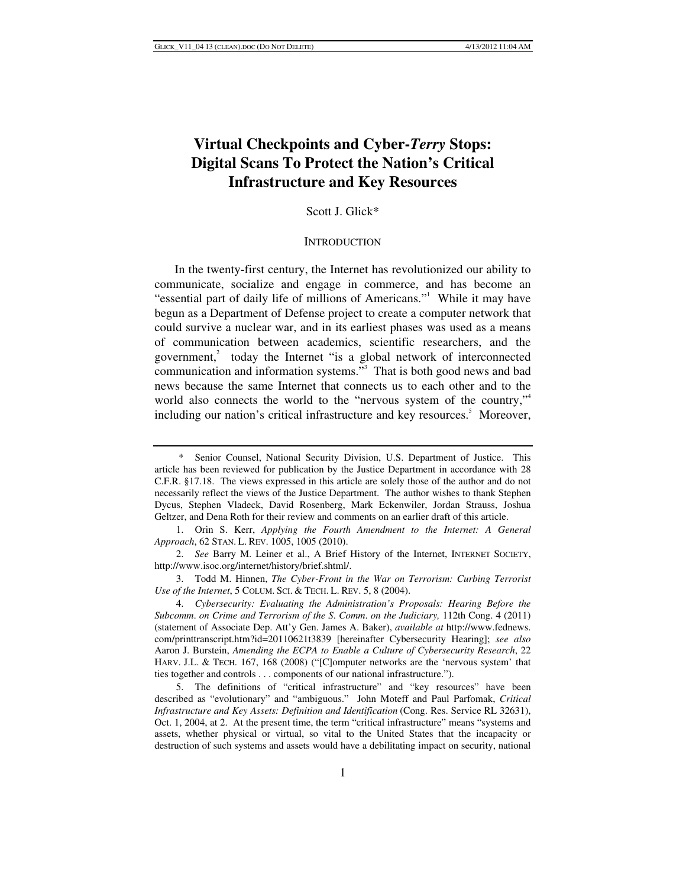# Virtual Checkpoints and Cyber-*Terry* Stops: Digital Scans To Protect the Nation's Critical Infrastructure and Key Resources

Scott J. Glick*

## INTRODUCTION

In the twenty-first century, the Internet has revolutionized our ability to communicate, socialize and engage in commerce, and has become an "essential part of daily life of millions of Americans."[1] While it may have begun as a Department of Defense project to create a computer network that could survive a nuclear war, and in its earliest phases was used as a means of communication between academics, scientific researchers, and the government,[2] today the Internet "is a global network of interconnected communication and information systems."[3] That is both good news and bad news because the same Internet that connects us to each other and to the world also connects the world to the "nervous system of the country,"[4] including our nation's critical infrastructure and key resources.[5] Moreover,

---

\* Senior Counsel, National Security Division, U.S. Department of Justice. This article has been reviewed for publication by the Justice Department in accordance with 28 C.F.R. §17.18. The views expressed in this article are solely those of the author and do not necessarily reflect the views of the Justice Department. The author wishes to thank Stephen Dycus, Stephen Vladeck, David Rosenberg, Mark Eckenwiler, Jordan Strauss, Joshua Geltzer, and Dena Roth for their review and comments on an earlier draft of this article.

1. Orin S. Kerr, *Applying the Fourth Amendment to the Internet: A General Approach*, 62 STAN. L. REV. 1005, 1005 (2010).

2. *See* Barry M. Leiner et al., A Brief History of the Internet, INTERNET SOCIETY, http://www.isoc.org/internet/history/brief.shtml/.

3. Todd M. Hinnen, *The Cyber-Front in the War on Terrorism: Curbing Terrorist Use of the Internet*, 5 COLUM. SCI. & TECH. L. REV. 5, 8 (2004).

4. *Cybersecurity: Evaluating the Administration's Proposals: Hearing Before the Subcomm. on Crime and Terrorism of the S. Comm. on the Judiciary,* 112th Cong. 4 (2011) (statement of Associate Dep. Att'y Gen. James A. Baker), *available at* http://www.fednews.com/printtranscript.htm?id=20110621t3839 [hereinafter Cybersecurity Hearing]; *see also* Aaron J. Burstein, *Amending the ECPA to Enable a Culture of Cybersecurity Research*, 22 HARV. J.L. & TECH. 167, 168 (2008) ("[C]omputer networks are the 'nervous system' that ties together and controls . . . components of our national infrastructure.").

5. The definitions of "critical infrastructure" and "key resources" have been described as "evolutionary" and "ambiguous." John Moteff and Paul Parfomak, *Critical Infrastructure and Key Assets: Definition and Identification* (Cong. Res. Service RL 32631), Oct. 1, 2004, at 2. At the present time, the term "critical infrastructure" means "systems and assets, whether physical or virtual, so vital to the United States that the incapacity or destruction of such systems and assets would have a debilitating impact on security, national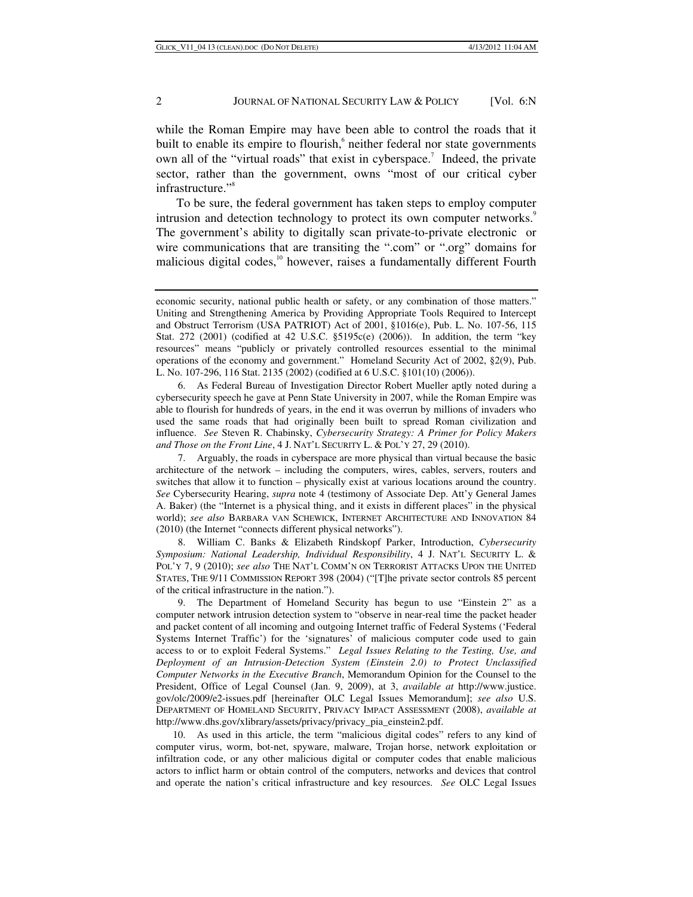while the Roman Empire may have been able to control the roads that it built to enable its empire to flourish,[6] neither federal nor state governments own all of the "virtual roads" that exist in cyberspace.[7] Indeed, the private sector, rather than the government, owns "most of our critical cyber infrastructure."[8]

To be sure, the federal government has taken steps to employ computer intrusion and detection technology to protect its own computer networks.[9] The government's ability to digitally scan private-to-private electronic or wire communications that are transiting the ".com" or ".org" domains for malicious digital codes,[10] however, raises a fundamentally different Fourth

---

economic security, national public health or safety, or any combination of those matters." Uniting and Strengthening America by Providing Appropriate Tools Required to Intercept and Obstruct Terrorism (USA PATRIOT) Act of 2001, §1016(e), Pub. L. No. 107-56, 115 Stat. 272 (2001) (codified at 42 U.S.C. §5195c(e) (2006)). In addition, the term "key resources" means "publicly or privately controlled resources essential to the minimal operations of the economy and government." Homeland Security Act of 2002, §2(9), Pub. L. No. 107-296, 116 Stat. 2135 (2002) (codified at 6 U.S.C. §101(10) (2006)).

6. As Federal Bureau of Investigation Director Robert Mueller aptly noted during a cybersecurity speech he gave at Penn State University in 2007, while the Roman Empire was able to flourish for hundreds of years, in the end it was overrun by millions of invaders who used the same roads that had originally been built to spread Roman civilization and influence. *See* Steven R. Chabinsky, *Cybersecurity Strategy: A Primer for Policy Makers and Those on the Front Line*, 4 J. NAT'L SECURITY L. & POL'Y 27, 29 (2010).

7. Arguably, the roads in cyberspace are more physical than virtual because the basic architecture of the network – including the computers, wires, cables, servers, routers and switches that allow it to function – physically exist at various locations around the country. *See* Cybersecurity Hearing, *supra* note 4 (testimony of Associate Dep. Att'y General James A. Baker) (the "Internet is a physical thing, and it exists in different places" in the physical world); *see also* BARBARA VAN SCHEWICK, INTERNET ARCHITECTURE AND INNOVATION 84 (2010) (the Internet "connects different physical networks").

8. William C. Banks & Elizabeth Rindskopf Parker, Introduction, *Cybersecurity Symposium: National Leadership, Individual Responsibility*, 4 J. NAT'L SECURITY L. & POL'Y 7, 9 (2010); *see also* THE NAT'L COMM'N ON TERRORIST ATTACKS UPON THE UNITED STATES, THE 9/11 COMMISSION REPORT 398 (2004) ("[T]he private sector controls 85 percent of the critical infrastructure in the nation.").

9. The Department of Homeland Security has begun to use "Einstein 2" as a computer network intrusion detection system to "observe in near-real time the packet header and packet content of all incoming and outgoing Internet traffic of Federal Systems ('Federal Systems Internet Traffic') for the 'signatures' of malicious computer code used to gain access to or to exploit Federal Systems." *Legal Issues Relating to the Testing, Use, and Deployment of an Intrusion-Detection System (Einstein 2.0) to Protect Unclassified Computer Networks in the Executive Branch*, Memorandum Opinion for the Counsel to the President, Office of Legal Counsel (Jan. 9, 2009), at 3, *available at* http://www.justice.gov/olc/2009/e2-issues.pdf [hereinafter OLC Legal Issues Memorandum]; *see also* U.S. DEPARTMENT OF HOMELAND SECURITY, PRIVACY IMPACT ASSESSMENT (2008), *available at* http://www.dhs.gov/xlibrary/assets/privacy/privacy_pia_einstein2.pdf.

10. As used in this article, the term "malicious digital codes" refers to any kind of computer virus, worm, bot-net, spyware, malware, Trojan horse, network exploitation or infiltration code, or any other malicious digital or computer codes that enable malicious actors to inflict harm or obtain control of the computers, networks and devices that control and operate the nation's critical infrastructure and key resources. *See* OLC Legal Issues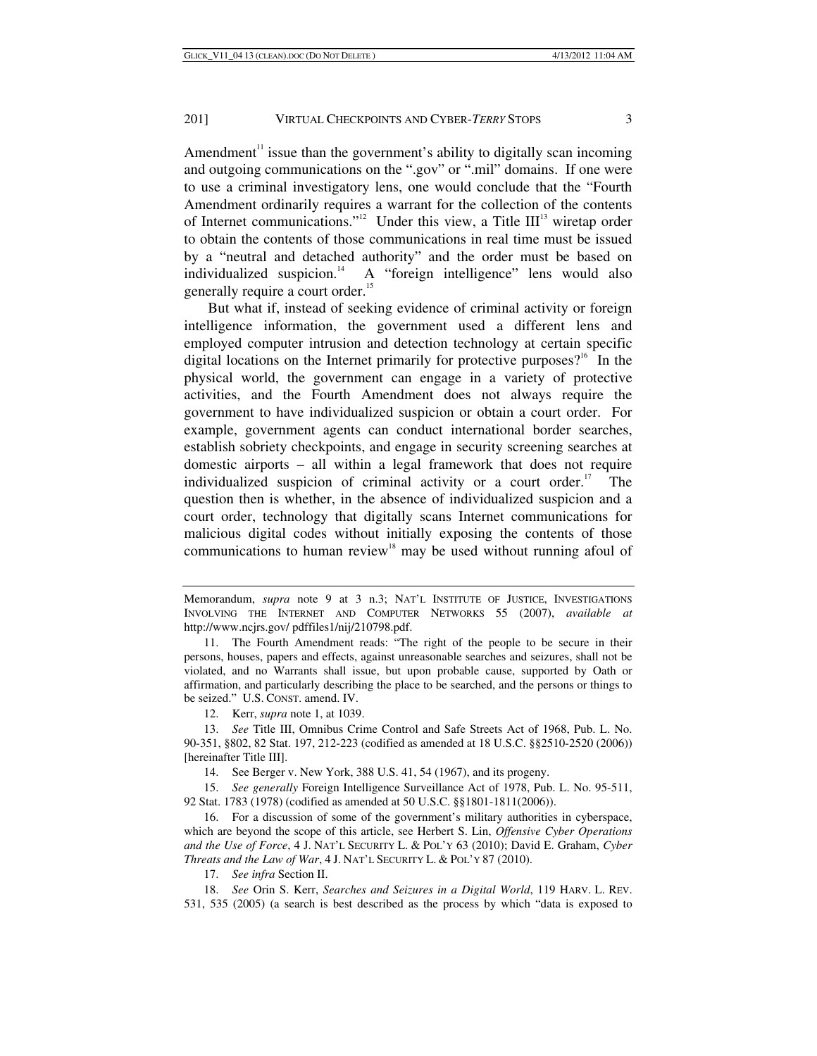Amendment[11] issue than the government's ability to digitally scan incoming and outgoing communications on the ".gov" or ".mil" domains. If one were to use a criminal investigatory lens, one would conclude that the "Fourth Amendment ordinarily requires a warrant for the collection of the contents of Internet communications."[12] Under this view, a Title III[13] wiretap order to obtain the contents of those communications in real time must be issued by a "neutral and detached authority" and the order must be based on individualized suspicion.[14] A "foreign intelligence" lens would also generally require a court order.[15]

But what if, instead of seeking evidence of criminal activity or foreign intelligence information, the government used a different lens and employed computer intrusion and detection technology at certain specific digital locations on the Internet primarily for protective purposes?[16] In the physical world, the government can engage in a variety of protective activities, and the Fourth Amendment does not always require the government to have individualized suspicion or obtain a court order. For example, government agents can conduct international border searches, establish sobriety checkpoints, and engage in security screening searches at domestic airports – all within a legal framework that does not require individualized suspicion of criminal activity or a court order.[17] The question then is whether, in the absence of individualized suspicion and a court order, technology that digitally scans Internet communications for malicious digital codes without initially exposing the contents of those communications to human review[18] may be used without running afoul of

---

Memorandum, *supra* note 9 at 3 n.3; NAT'L INSTITUTE OF JUSTICE, INVESTIGATIONS INVOLVING THE INTERNET AND COMPUTER NETWORKS 55 (2007), *available at* http://www.ncjrs.gov/ pdffiles1/nij/210798.pdf.

11. The Fourth Amendment reads: "The right of the people to be secure in their persons, houses, papers and effects, against unreasonable searches and seizures, shall not be violated, and no Warrants shall issue, but upon probable cause, supported by Oath or affirmation, and particularly describing the place to be searched, and the persons or things to be seized." U.S. CONST. amend. IV.

12. Kerr, *supra* note 1, at 1039.

13. *See* Title III, Omnibus Crime Control and Safe Streets Act of 1968, Pub. L. No. 90-351, §802, 82 Stat. 197, 212-223 (codified as amended at 18 U.S.C. §§2510-2520 (2006)) [hereinafter Title III].

14. See Berger v. New York, 388 U.S. 41, 54 (1967), and its progeny.

15. *See generally* Foreign Intelligence Surveillance Act of 1978, Pub. L. No. 95-511, 92 Stat. 1783 (1978) (codified as amended at 50 U.S.C. §§1801-1811(2006)).

16. For a discussion of some of the government's military authorities in cyberspace, which are beyond the scope of this article, see Herbert S. Lin, *Offensive Cyber Operations and the Use of Force*, 4 J. NAT'L SECURITY L. & POL'Y 63 (2010); David E. Graham, *Cyber Threats and the Law of War*, 4 J. NAT'L SECURITY L. & POL'Y 87 (2010).

17. *See infra* Section II.

18. *See* Orin S. Kerr, *Searches and Seizures in a Digital World*, 119 HARV. L. REV. 531, 535 (2005) (a search is best described as the process by which "data is exposed to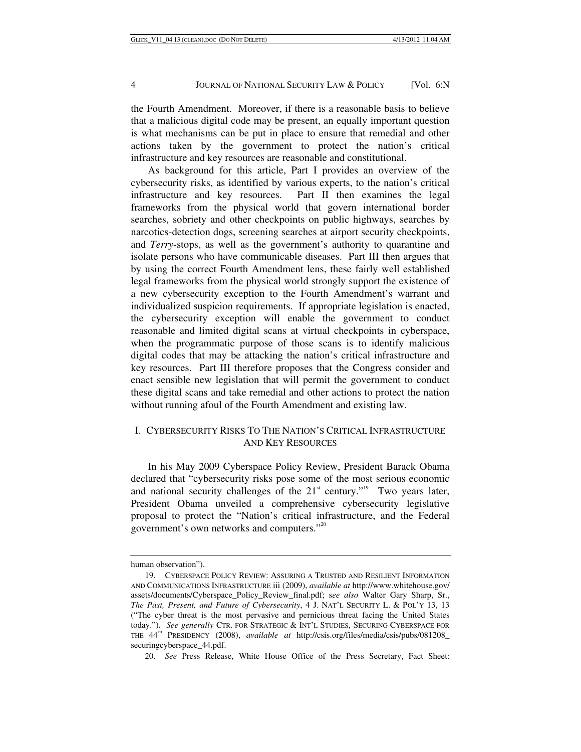the Fourth Amendment. Moreover, if there is a reasonable basis to believe that a malicious digital code may be present, an equally important question is what mechanisms can be put in place to ensure that remedial and other actions taken by the government to protect the nation's critical infrastructure and key resources are reasonable and constitutional.

As background for this article, Part I provides an overview of the cybersecurity risks, as identified by various experts, to the nation's critical infrastructure and key resources. Part II then examines the legal frameworks from the physical world that govern international border searches, sobriety and other checkpoints on public highways, searches by narcotics-detection dogs, screening searches at airport security checkpoints, and *Terry*-stops, as well as the government's authority to quarantine and isolate persons who have communicable diseases. Part III then argues that by using the correct Fourth Amendment lens, these fairly well established legal frameworks from the physical world strongly support the existence of a new cybersecurity exception to the Fourth Amendment's warrant and individualized suspicion requirements. If appropriate legislation is enacted, the cybersecurity exception will enable the government to conduct reasonable and limited digital scans at virtual checkpoints in cyberspace, when the programmatic purpose of those scans is to identify malicious digital codes that may be attacking the nation's critical infrastructure and key resources. Part III therefore proposes that the Congress consider and enact sensible new legislation that will permit the government to conduct these digital scans and take remedial and other actions to protect the nation without running afoul of the Fourth Amendment and existing law.

## I. CYBERSECURITY RISKS TO THE NATION'S CRITICAL INFRASTRUCTURE AND KEY RESOURCES

In his May 2009 Cyberspace Policy Review, President Barack Obama declared that "cybersecurity risks pose some of the most serious economic and national security challenges of the 21st century."[19] Two years later, President Obama unveiled a comprehensive cybersecurity legislative proposal to protect the "Nation's critical infrastructure, and the Federal government's own networks and computers."[20]

---

human observation").

19. CYBERSPACE POLICY REVIEW: ASSURING A TRUSTED AND RESILIENT INFORMATION AND COMMUNICATIONS INFRASTRUCTURE iii (2009), *available at* http://www.whitehouse.gov/assets/documents/Cyberspace_Policy_Review_final.pdf; *see also* Walter Gary Sharp, Sr., *The Past, Present, and Future of Cybersecurity*, 4 J. NAT'L SECURITY L. & POL'Y 13, 13 ("The cyber threat is the most pervasive and pernicious threat facing the United States today."). *See generally* CTR. FOR STRATEGIC & INT'L STUDIES, SECURING CYBERSPACE FOR THE 44TH PRESIDENCY (2008), *available at* http://csis.org/files/media/csis/pubs/081208_securingcyberspace_44.pdf.

20. *See* Press Release, White House Office of the Press Secretary, Fact Sheet: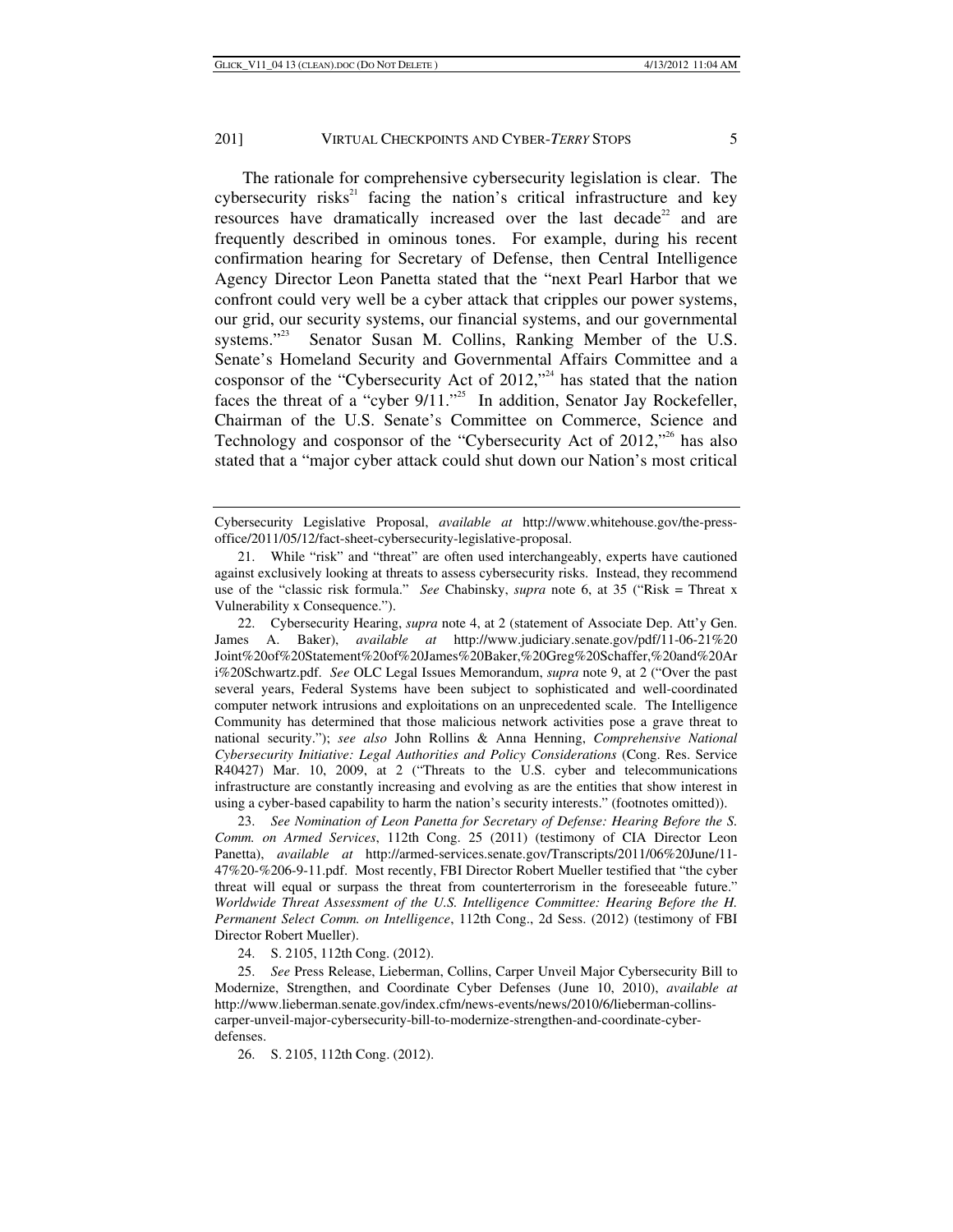The rationale for comprehensive cybersecurity legislation is clear. The cybersecurity risks[21] facing the nation's critical infrastructure and key resources have dramatically increased over the last decade[22] and are frequently described in ominous tones. For example, during his recent confirmation hearing for Secretary of Defense, then Central Intelligence Agency Director Leon Panetta stated that the "next Pearl Harbor that we confront could very well be a cyber attack that cripples our power systems, our grid, our security systems, our financial systems, and our governmental systems."[23] Senator Susan M. Collins, Ranking Member of the U.S. Senate's Homeland Security and Governmental Affairs Committee and a cosponsor of the "Cybersecurity Act of 2012,"[24] has stated that the nation faces the threat of a "cyber 9/11."[25] In addition, Senator Jay Rockefeller, Chairman of the U.S. Senate's Committee on Commerce, Science and Technology and cosponsor of the "Cybersecurity Act of 2012,"[26] has also stated that a "major cyber attack could shut down our Nation's most critical

---

Cybersecurity Legislative Proposal, *available at* http://www.whitehouse.gov/the-press-office/2011/05/12/fact-sheet-cybersecurity-legislative-proposal.

21. While "risk" and "threat" are often used interchangeably, experts have cautioned against exclusively looking at threats to assess cybersecurity risks. Instead, they recommend use of the "classic risk formula." *See* Chabinsky, *supra* note 6, at 35 ("Risk = Threat x Vulnerability x Consequence.").

22. Cybersecurity Hearing, *supra* note 4, at 2 (statement of Associate Dep. Att'y Gen. James A. Baker), *available at* http://www.judiciary.senate.gov/pdf/11-06-21%20Joint%20of%20Statement%20of%20James%20Baker,%20Greg%20Schaffer,%20and%20Ari%20Schwartz.pdf. *See* OLC Legal Issues Memorandum, *supra* note 9, at 2 ("Over the past several years, Federal Systems have been subject to sophisticated and well-coordinated computer network intrusions and exploitations on an unprecedented scale. The Intelligence Community has determined that those malicious network activities pose a grave threat to national security."); *see also* John Rollins & Anna Henning, *Comprehensive National Cybersecurity Initiative: Legal Authorities and Policy Considerations* (Cong. Res. Service R40427) Mar. 10, 2009, at 2 ("Threats to the U.S. cyber and telecommunications infrastructure are constantly increasing and evolving as are the entities that show interest in using a cyber-based capability to harm the nation's security interests." (footnotes omitted)).

23. *See Nomination of Leon Panetta for Secretary of Defense: Hearing Before the S. Comm. on Armed Services*, 112th Cong. 25 (2011) (testimony of CIA Director Leon Panetta), *available at* http://armed-services.senate.gov/Transcripts/2011/06%20June/11-47%20-%206-9-11.pdf. Most recently, FBI Director Robert Mueller testified that "the cyber threat will equal or surpass the threat from counterterrorism in the foreseeable future." *Worldwide Threat Assessment of the U.S. Intelligence Committee: Hearing Before the H. Permanent Select Comm. on Intelligence*, 112th Cong., 2d Sess. (2012) (testimony of FBI Director Robert Mueller).

24. S. 2105, 112th Cong. (2012).

25. *See* Press Release, Lieberman, Collins, Carper Unveil Major Cybersecurity Bill to Modernize, Strengthen, and Coordinate Cyber Defenses (June 10, 2010), *available at* http://www.lieberman.senate.gov/index.cfm/news-events/news/2010/6/lieberman-collins-carper-unveil-major-cybersecurity-bill-to-modernize-strengthen-and-coordinate-cyber-defenses.

26. S. 2105, 112th Cong. (2012).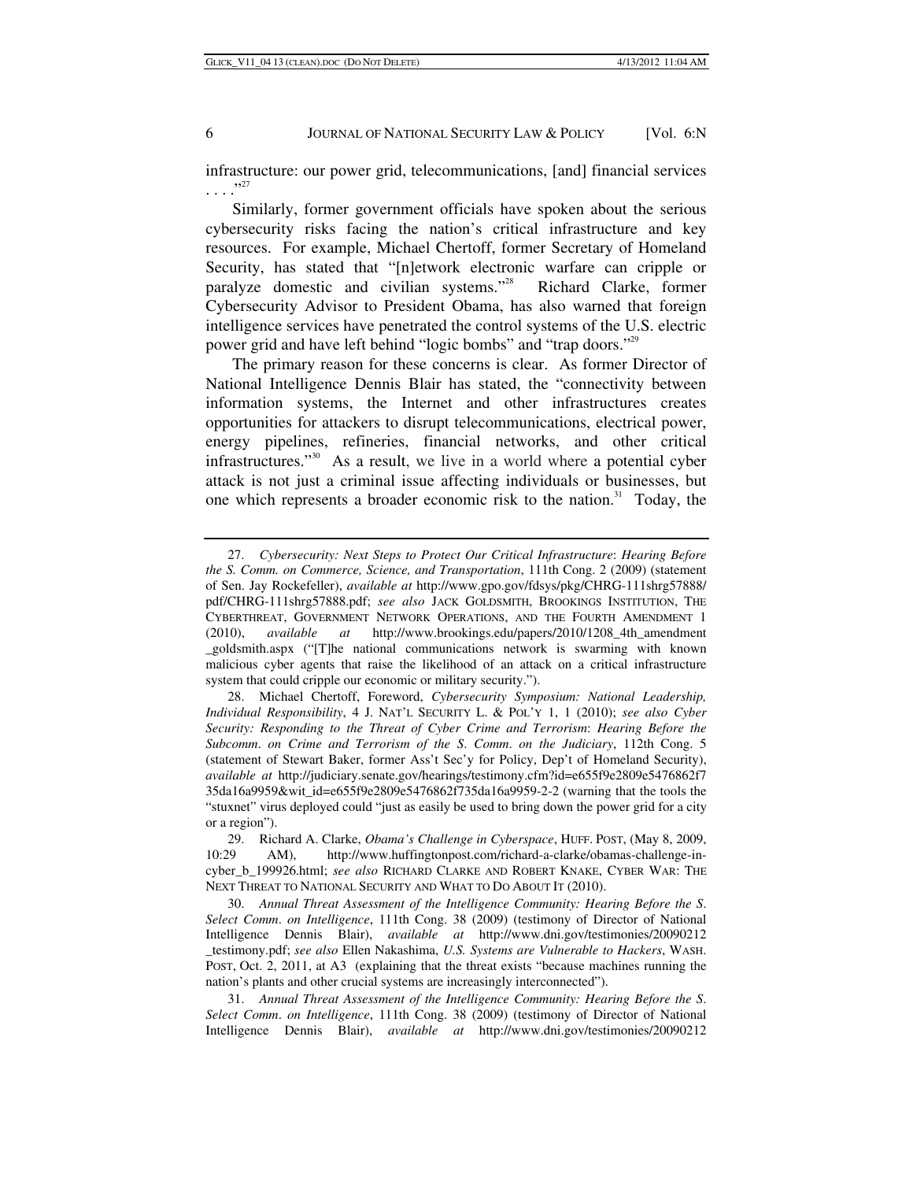infrastructure: our power grid, telecommunications, [and] financial services . . . ."[27]

Similarly, former government officials have spoken about the serious cybersecurity risks facing the nation's critical infrastructure and key resources. For example, Michael Chertoff, former Secretary of Homeland Security, has stated that "[n]etwork electronic warfare can cripple or paralyze domestic and civilian systems."[28] Richard Clarke, former Cybersecurity Advisor to President Obama, has also warned that foreign intelligence services have penetrated the control systems of the U.S. electric power grid and have left behind "logic bombs" and "trap doors."[29]

The primary reason for these concerns is clear. As former Director of National Intelligence Dennis Blair has stated, the "connectivity between information systems, the Internet and other infrastructures creates opportunities for attackers to disrupt telecommunications, electrical power, energy pipelines, refineries, financial networks, and other critical infrastructures."[30] As a result, we live in a world where a potential cyber attack is not just a criminal issue affecting individuals or businesses, but one which represents a broader economic risk to the nation.[31] Today, the

---

27. *Cybersecurity: Next Steps to Protect Our Critical Infrastructure*: *Hearing Before the S. Comm. on Commerce, Science, and Transportation*, 111th Cong. 2 (2009) (statement of Sen. Jay Rockefeller), *available at* http://www.gpo.gov/fdsys/pkg/CHRG-111shrg57888/pdf/CHRG-111shrg57888.pdf; *see also* JACK GOLDSMITH, BROOKINGS INSTITUTION, THE CYBERTHREAT, GOVERNMENT NETWORK OPERATIONS, AND THE FOURTH AMENDMENT 1 (2010), *available at* http://www.brookings.edu/papers/2010/1208_4th_amendment_goldsmith.aspx ("[T]he national communications network is swarming with known malicious cyber agents that raise the likelihood of an attack on a critical infrastructure system that could cripple our economic or military security.").

28. Michael Chertoff, Foreword, *Cybersecurity Symposium: National Leadership, Individual Responsibility*, 4 J. NAT'L SECURITY L. & POL'Y 1, 1 (2010); *see also Cyber Security: Responding to the Threat of Cyber Crime and Terrorism*: *Hearing Before the Subcomm. on Crime and Terrorism of the S. Comm. on the Judiciary*, 112th Cong. 5 (statement of Stewart Baker, former Ass't Sec'y for Policy, Dep't of Homeland Security), *available at* http://judiciary.senate.gov/hearings/testimony.cfm?id=e655f9e2809e5476862f735da16a9959&wit_id=e655f9e2809e5476862f735da16a9959-2-2 (warning that the tools the "stuxnet" virus deployed could "just as easily be used to bring down the power grid for a city or a region").

29. Richard A. Clarke, *Obama's Challenge in Cyberspace*, HUFF. POST, (May 8, 2009, 10:29 AM), http://www.huffingtonpost.com/richard-a-clarke/obamas-challenge-in-cyber_b_199926.html; *see also* RICHARD CLARKE AND ROBERT KNAKE, CYBER WAR: THE NEXT THREAT TO NATIONAL SECURITY AND WHAT TO DO ABOUT IT (2010).

30. *Annual Threat Assessment of the Intelligence Community: Hearing Before the S. Select Comm. on Intelligence*, 111th Cong. 38 (2009) (testimony of Director of National Intelligence Dennis Blair), *available at* http://www.dni.gov/testimonies/20090212_testimony.pdf; *see also* Ellen Nakashima, *U.S. Systems are Vulnerable to Hackers*, WASH. POST, Oct. 2, 2011, at A3 (explaining that the threat exists "because machines running the nation's plants and other crucial systems are increasingly interconnected").

31. *Annual Threat Assessment of the Intelligence Community: Hearing Before the S. Select Comm. on Intelligence*, 111th Cong. 38 (2009) (testimony of Director of National Intelligence Dennis Blair), *available at* http://www.dni.gov/testimonies/20090212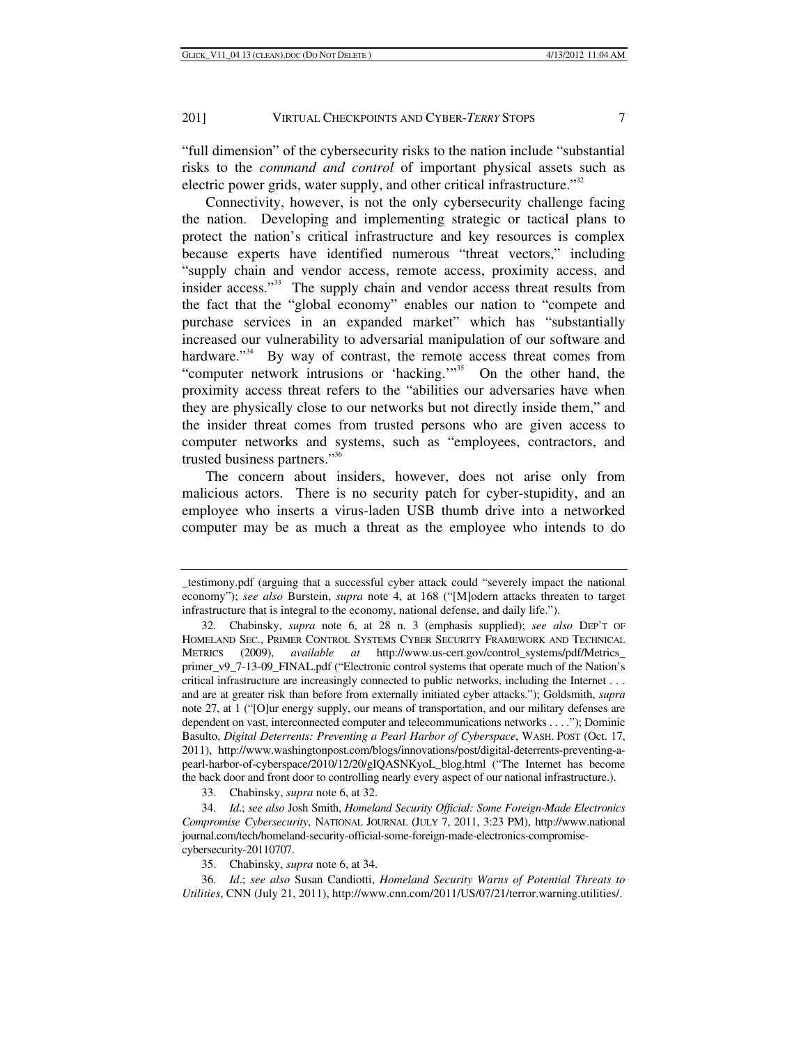"full dimension" of the cybersecurity risks to the nation include "substantial risks to the *command and control* of important physical assets such as electric power grids, water supply, and other critical infrastructure."[32]

Connectivity, however, is not the only cybersecurity challenge facing the nation. Developing and implementing strategic or tactical plans to protect the nation's critical infrastructure and key resources is complex because experts have identified numerous "threat vectors," including "supply chain and vendor access, remote access, proximity access, and insider access."[33] The supply chain and vendor access threat results from the fact that the "global economy" enables our nation to "compete and purchase services in an expanded market" which has "substantially increased our vulnerability to adversarial manipulation of our software and hardware."[34] By way of contrast, the remote access threat comes from "computer network intrusions or 'hacking.'"[35] On the other hand, the proximity access threat refers to the "abilities our adversaries have when they are physically close to our networks but not directly inside them," and the insider threat comes from trusted persons who are given access to computer networks and systems, such as "employees, contractors, and trusted business partners."[36]

The concern about insiders, however, does not arise only from malicious actors. There is no security patch for cyber-stupidity, and an employee who inserts a virus-laden USB thumb drive into a networked computer may be as much a threat as the employee who intends to do

---

_testimony.pdf (arguing that a successful cyber attack could "severely impact the national economy"); *see also* Burstein, *supra* note 4, at 168 ("[M]odern attacks threaten to target infrastructure that is integral to the economy, national defense, and daily life.").

32. Chabinsky, *supra* note 6, at 28 n. 3 (emphasis supplied); *see also* DEP'T OF HOMELAND SEC., PRIMER CONTROL SYSTEMS CYBER SECURITY FRAMEWORK AND TECHNICAL METRICS (2009), *available at* http://www.us-cert.gov/control_systems/pdf/Metrics_primer_v9_7-13-09_FINAL.pdf ("Electronic control systems that operate much of the Nation's critical infrastructure are increasingly connected to public networks, including the Internet . . . and are at greater risk than before from externally initiated cyber attacks."); Goldsmith, *supra* note 27, at 1 ("[O]ur energy supply, our means of transportation, and our military defenses are dependent on vast, interconnected computer and telecommunications networks . . . ."); Dominic Basulto, *Digital Deterrents: Preventing a Pearl Harbor of Cyberspace*, WASH. POST (Oct. 17, 2011), http://www.washingtonpost.com/blogs/innovations/post/digital-deterrents-preventing-a-pearl-harbor-of-cyberspace/2010/12/20/gIQASNKyoL_blog.html ("The Internet has become the back door and front door to controlling nearly every aspect of our national infrastructure.).

33. Chabinsky, *supra* note 6, at 32.

34. *Id*.; *see also* Josh Smith, *Homeland Security Official: Some Foreign-Made Electronics Compromise Cybersecurity*, NATIONAL JOURNAL (JULY 7, 2011, 3:23 PM), http://www.nationaljournal.com/tech/homeland-security-official-some-foreign-made-electronics-compromise-cybersecurity-20110707.

35. Chabinsky, *supra* note 6, at 34.

36. *Id*.; *see also* Susan Candiotti, *Homeland Security Warns of Potential Threats to Utilities*, CNN (July 21, 2011), http://www.cnn.com/2011/US/07/21/terror.warning.utilities/.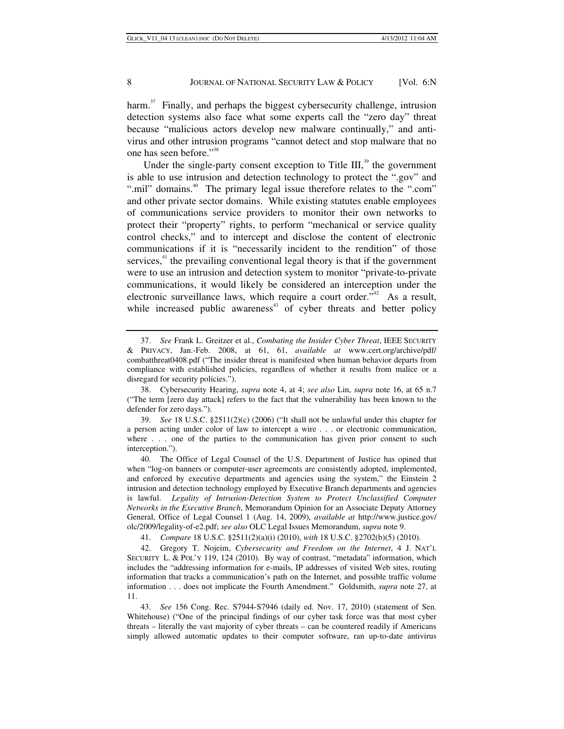harm.[37] Finally, and perhaps the biggest cybersecurity challenge, intrusion detection systems also face what some experts call the "zero day" threat because "malicious actors develop new malware continually," and anti-virus and other intrusion programs "cannot detect and stop malware that no one has seen before."[38]

Under the single-party consent exception to Title III,[39] the government is able to use intrusion and detection technology to protect the ".gov" and ".mil" domains.[40] The primary legal issue therefore relates to the ".com" and other private sector domains. While existing statutes enable employees of communications service providers to monitor their own networks to protect their "property" rights, to perform "mechanical or service quality control checks," and to intercept and disclose the content of electronic communications if it is "necessarily incident to the rendition" of those services,[41] the prevailing conventional legal theory is that if the government were to use an intrusion and detection system to monitor "private-to-private communications, it would likely be considered an interception under the electronic surveillance laws, which require a court order."[42] As a result, while increased public awareness[43] of cyber threats and better policy

---

37. *See* Frank L. Greitzer et al., *Combating the Insider Cyber Threat*, IEEE SECURITY & PRIVACY, Jan.-Feb. 2008, at 61, 61, *available at* www.cert.org/archive/pdf/combatthreat0408.pdf ("The insider threat is manifested when human behavior departs from compliance with established policies, regardless of whether it results from malice or a disregard for security policies.").

38. Cybersecurity Hearing, *supra* note 4, at 4; *see also* Lin, *supra* note 16, at 65 n.7 ("The term [zero day attack] refers to the fact that the vulnerability has been known to the defender for zero days.").

39. *See* 18 U.S.C. §2511(2)(c) (2006) ("It shall not be unlawful under this chapter for a person acting under color of law to intercept a wire . . . or electronic communication, where . . . one of the parties to the communication has given prior consent to such interception.").

40. The Office of Legal Counsel of the U.S. Department of Justice has opined that when "log-on banners or computer-user agreements are consistently adopted, implemented, and enforced by executive departments and agencies using the system," the Einstein 2 intrusion and detection technology employed by Executive Branch departments and agencies is lawful. *Legality of Intrusion-Detection System to Protect Unclassified Computer Networks in the Executive Branch*, Memorandum Opinion for an Associate Deputy Attorney General, Office of Legal Counsel 1 (Aug. 14, 2009), *available at* http://www.justice.gov/olc/2009/legality-of-e2.pdf; *see also* OLC Legal Issues Memorandum, *supra* note 9.

41. *Compare* 18 U.S.C. §2511(2)(a)(i) (2010), *with* 18 U.S.C. §2702(b)(5) (2010).

42. Gregory T. Nojeim, *Cybersecurity and Freedom on the Internet*, 4 J. NAT'L SECURITY L. & POL'Y 119, 124 (2010). By way of contrast, "metadata" information, which includes the "addressing information for e-mails, IP addresses of visited Web sites, routing information that tracks a communication's path on the Internet, and possible traffic volume information . . . does not implicate the Fourth Amendment." Goldsmith, *supra* note 27, at 11.

43. *See* 156 Cong. Rec. S7944-S7946 (daily ed. Nov. 17, 2010) (statement of Sen. Whitehouse) ("One of the principal findings of our cyber task force was that most cyber threats – literally the vast majority of cyber threats – can be countered readily if Americans simply allowed automatic updates to their computer software, ran up-to-date antivirus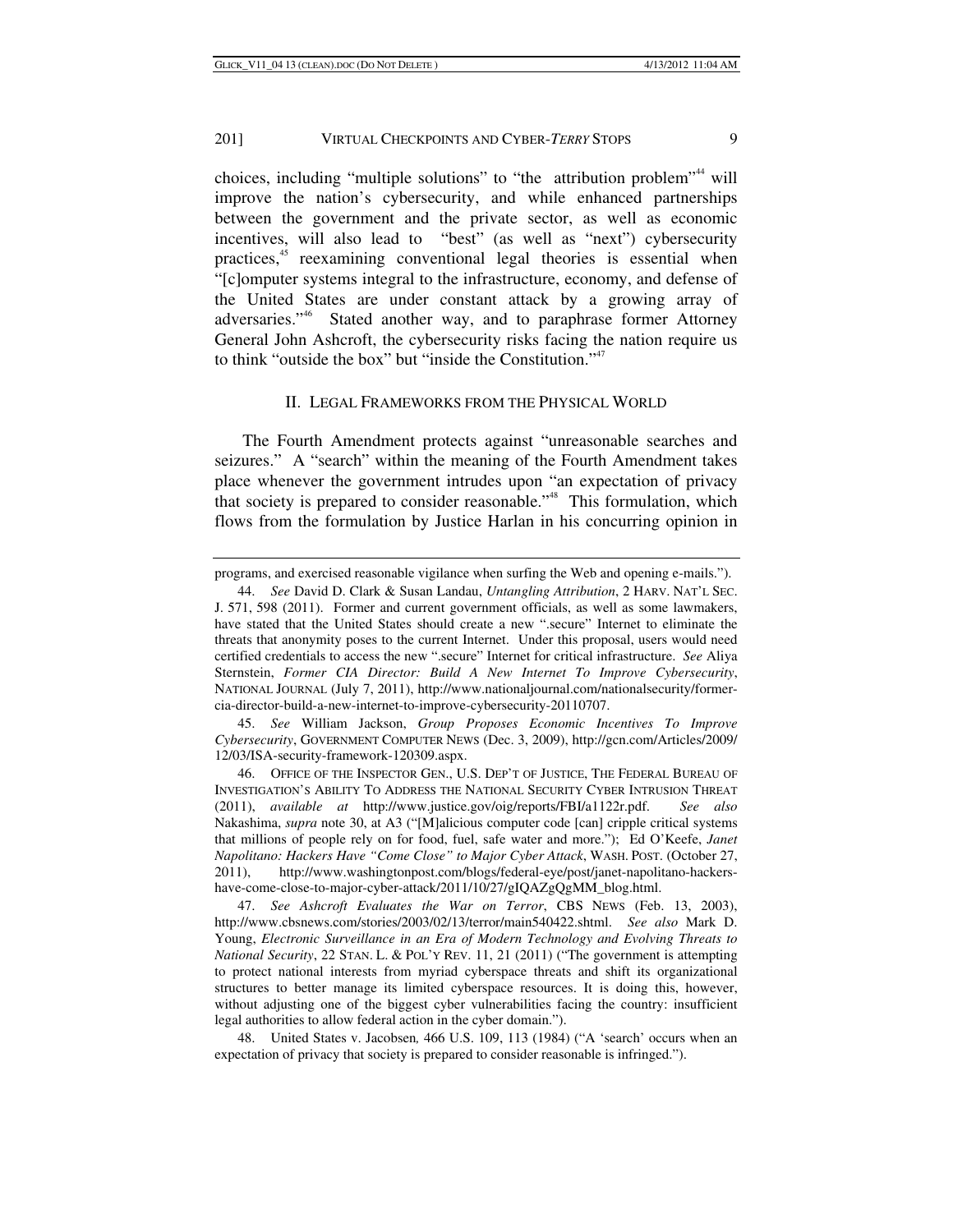choices, including "multiple solutions" to "the attribution problem"[44] will improve the nation's cybersecurity, and while enhanced partnerships between the government and the private sector, as well as economic incentives, will also lead to "best" (as well as "next") cybersecurity practices,[45] reexamining conventional legal theories is essential when "[c]omputer systems integral to the infrastructure, economy, and defense of the United States are under constant attack by a growing array of adversaries."[46] Stated another way, and to paraphrase former Attorney General John Ashcroft, the cybersecurity risks facing the nation require us to think "outside the box" but "inside the Constitution."[47]

## II. LEGAL FRAMEWORKS FROM THE PHYSICAL WORLD

The Fourth Amendment protects against "unreasonable searches and seizures." A "search" within the meaning of the Fourth Amendment takes place whenever the government intrudes upon "an expectation of privacy that society is prepared to consider reasonable."[48] This formulation, which flows from the formulation by Justice Harlan in his concurring opinion in

---

programs, and exercised reasonable vigilance when surfing the Web and opening e-mails.").

44. *See* David D. Clark & Susan Landau, *Untangling Attribution*, 2 HARV. NAT'L SEC. J. 571, 598 (2011). Former and current government officials, as well as some lawmakers, have stated that the United States should create a new ".secure" Internet to eliminate the threats that anonymity poses to the current Internet. Under this proposal, users would need certified credentials to access the new ".secure" Internet for critical infrastructure. *See* Aliya Sternstein, *Former CIA Director: Build A New Internet To Improve Cybersecurity*, NATIONAL JOURNAL (July 7, 2011), http://www.nationaljournal.com/nationalsecurity/former-cia-director-build-a-new-internet-to-improve-cybersecurity-20110707.

45. *See* William Jackson, *Group Proposes Economic Incentives To Improve Cybersecurity*, GOVERNMENT COMPUTER NEWS (Dec. 3, 2009), http://gcn.com/Articles/2009/12/03/ISA-security-framework-120309.aspx.

46. OFFICE OF THE INSPECTOR GEN., U.S. DEP'T OF JUSTICE, THE FEDERAL BUREAU OF INVESTIGATION'S ABILITY TO ADDRESS THE NATIONAL SECURITY CYBER INTRUSION THREAT (2011), *available at* http://www.justice.gov/oig/reports/FBI/a1122r.pdf. *See also* Nakashima, *supra* note 30, at A3 ("[M]alicious computer code [can] cripple critical systems that millions of people rely on for food, fuel, safe water and more."); Ed O'Keefe, *Janet Napolitano: Hackers Have "Come Close" to Major Cyber Attack*, WASH. POST. (October 27, 2011), http://www.washingtonpost.com/blogs/federal-eye/post/janet-napolitano-hackers-have-come-close-to-major-cyber-attack/2011/10/27/gIQAZgQgMM_blog.html.

47. *See Ashcroft Evaluates the War on Terror*, CBS NEWS (Feb. 13, 2003), http://www.cbsnews.com/stories/2003/02/13/terror/main540422.shtml. *See also* Mark D. Young, *Electronic Surveillance in an Era of Modern Technology and Evolving Threats to National Security*, 22 STAN. L. & POL'Y REV. 11, 21 (2011) ("The government is attempting to protect national interests from myriad cyberspace threats and shift its organizational structures to better manage its limited cyberspace resources. It is doing this, however, without adjusting one of the biggest cyber vulnerabilities facing the country: insufficient legal authorities to allow federal action in the cyber domain.").

48. United States v. Jacobsen*,* 466 U.S. 109, 113 (1984) ("A 'search' occurs when an expectation of privacy that society is prepared to consider reasonable is infringed.").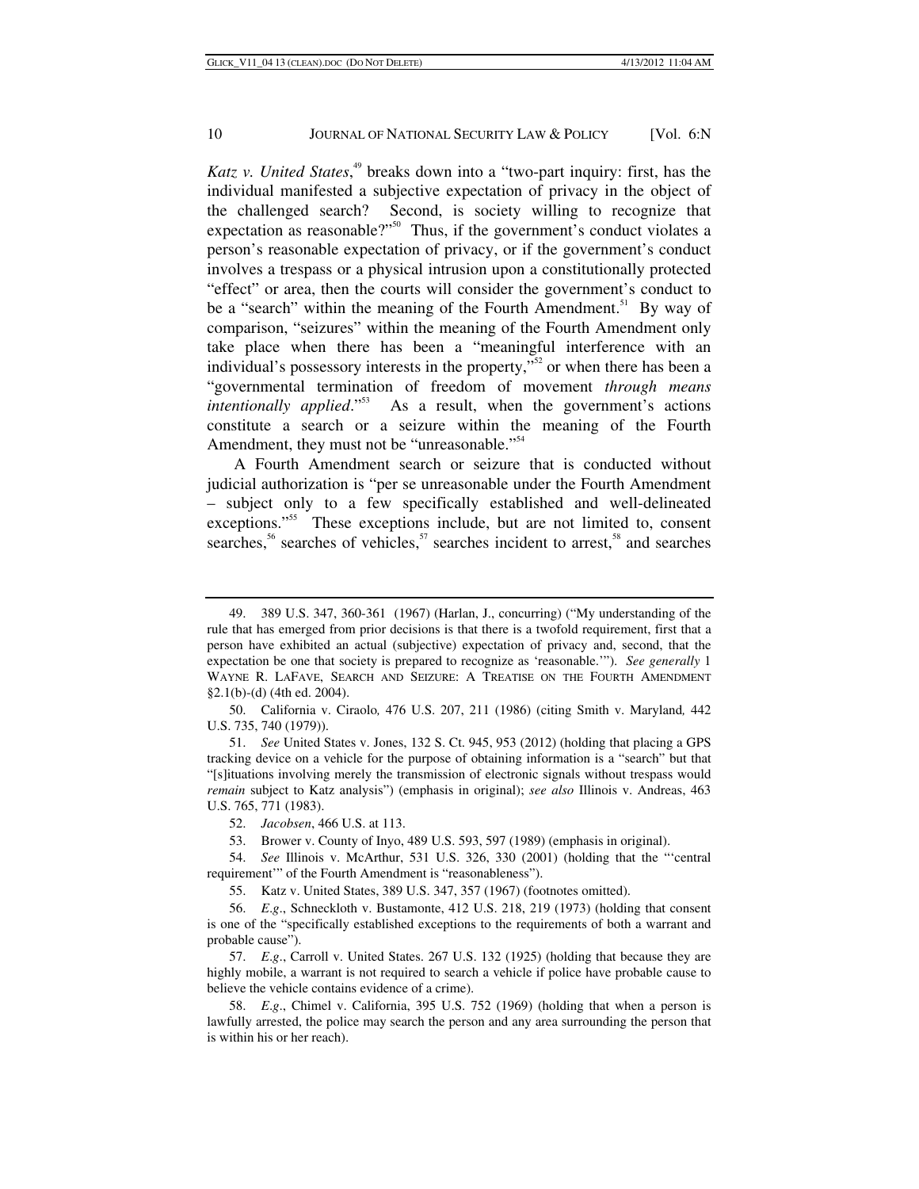*Katz v. United States*,[49] breaks down into a "two-part inquiry: first, has the individual manifested a subjective expectation of privacy in the object of the challenged search? Second, is society willing to recognize that expectation as reasonable?"[50] Thus, if the government's conduct violates a person's reasonable expectation of privacy, or if the government's conduct involves a trespass or a physical intrusion upon a constitutionally protected "effect" or area, then the courts will consider the government's conduct to be a "search" within the meaning of the Fourth Amendment.[51] By way of comparison, "seizures" within the meaning of the Fourth Amendment only take place when there has been a "meaningful interference with an individual's possessory interests in the property,"[52] or when there has been a "governmental termination of freedom of movement *through means intentionally applied*."[53] As a result, when the government's actions constitute a search or a seizure within the meaning of the Fourth Amendment, they must not be "unreasonable."[54]

A Fourth Amendment search or seizure that is conducted without judicial authorization is "per se unreasonable under the Fourth Amendment – subject only to a few specifically established and well-delineated exceptions."[55] These exceptions include, but are not limited to, consent searches,[56] searches of vehicles,[57] searches incident to arrest,[58] and searches

---

49. 389 U.S. 347, 360-361 (1967) (Harlan, J., concurring) ("My understanding of the rule that has emerged from prior decisions is that there is a twofold requirement, first that a person have exhibited an actual (subjective) expectation of privacy and, second, that the expectation be one that society is prepared to recognize as 'reasonable.'"). *See generally* 1 WAYNE R. LAFAVE, SEARCH AND SEIZURE: A TREATISE ON THE FOURTH AMENDMENT §2.1(b)-(d) (4th ed. 2004).

50. California v. Ciraolo*,* 476 U.S. 207, 211 (1986) (citing Smith v. Maryland*,* 442 U.S. 735, 740 (1979)).

51. *See* United States v. Jones, 132 S. Ct. 945, 953 (2012) (holding that placing a GPS tracking device on a vehicle for the purpose of obtaining information is a "search" but that "[s]ituations involving merely the transmission of electronic signals without trespass would *remain* subject to Katz analysis") (emphasis in original); *see also* Illinois v. Andreas, 463 U.S. 765, 771 (1983).

52. *Jacobsen*, 466 U.S. at 113.

53. Brower v. County of Inyo, 489 U.S. 593, 597 (1989) (emphasis in original).

54. *See* Illinois v. McArthur, 531 U.S. 326, 330 (2001) (holding that the "'central requirement'" of the Fourth Amendment is "reasonableness").

55. Katz v. United States, 389 U.S. 347, 357 (1967) (footnotes omitted).

56. *E.g*., Schneckloth v. Bustamonte, 412 U.S. 218, 219 (1973) (holding that consent is one of the "specifically established exceptions to the requirements of both a warrant and probable cause").

57. *E.g*., Carroll v. United States. 267 U.S. 132 (1925) (holding that because they are highly mobile, a warrant is not required to search a vehicle if police have probable cause to believe the vehicle contains evidence of a crime).

58. *E.g*., Chimel v. California, 395 U.S. 752 (1969) (holding that when a person is lawfully arrested, the police may search the person and any area surrounding the person that is within his or her reach).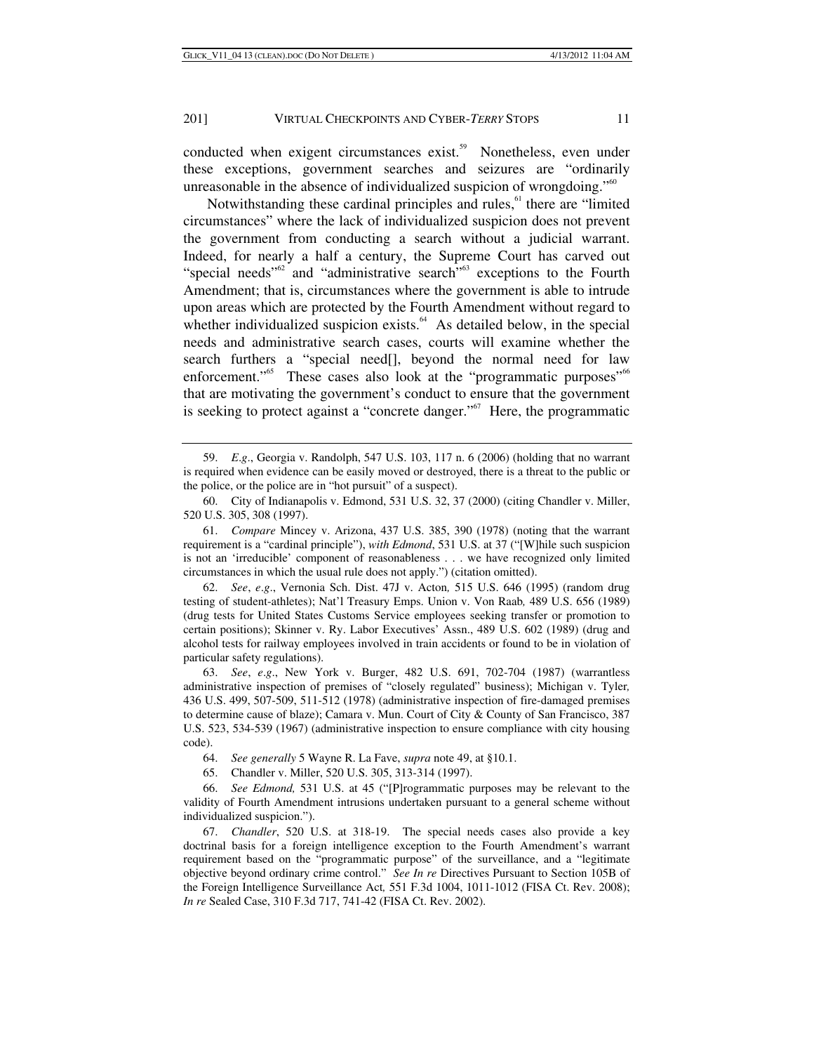conducted when exigent circumstances exist.[59] Nonetheless, even under these exceptions, government searches and seizures are "ordinarily unreasonable in the absence of individualized suspicion of wrongdoing."[60]

Notwithstanding these cardinal principles and rules,[61] there are "limited circumstances" where the lack of individualized suspicion does not prevent the government from conducting a search without a judicial warrant. Indeed, for nearly a half a century, the Supreme Court has carved out "special needs"[62] and "administrative search"[63] exceptions to the Fourth Amendment; that is, circumstances where the government is able to intrude upon areas which are protected by the Fourth Amendment without regard to whether individualized suspicion exists.[64] As detailed below, in the special needs and administrative search cases, courts will examine whether the search furthers a "special need[], beyond the normal need for law enforcement."[65] These cases also look at the "programmatic purposes"[66] that are motivating the government's conduct to ensure that the government is seeking to protect against a "concrete danger."[67] Here, the programmatic

---

59. *E.g.*, Georgia v. Randolph, 547 U.S. 103, 117 n. 6 (2006) (holding that no warrant is required when evidence can be easily moved or destroyed, there is a threat to the public or the police, or the police are in "hot pursuit" of a suspect).

60. City of Indianapolis v. Edmond, 531 U.S. 32, 37 (2000) (citing Chandler v. Miller, 520 U.S. 305, 308 (1997).

61. *Compare* Mincey v. Arizona, 437 U.S. 385, 390 (1978) (noting that the warrant requirement is a "cardinal principle"), *with Edmond*, 531 U.S. at 37 ("[W]hile such suspicion is not an 'irreducible' component of reasonableness . . . we have recognized only limited circumstances in which the usual rule does not apply.") (citation omitted).

62. *See*, *e.g*., Vernonia Sch. Dist. 47J v. Acton*,* 515 U.S. 646 (1995) (random drug testing of student-athletes); Nat'l Treasury Emps. Union v. Von Raab*,* 489 U.S. 656 (1989) (drug tests for United States Customs Service employees seeking transfer or promotion to certain positions); Skinner v. Ry. Labor Executives' Assn., 489 U.S. 602 (1989) (drug and alcohol tests for railway employees involved in train accidents or found to be in violation of particular safety regulations).

63. *See*, *e.g*., New York v. Burger, 482 U.S. 691, 702-704 (1987) (warrantless administrative inspection of premises of "closely regulated" business); Michigan v. Tyler*,* 436 U.S. 499, 507-509, 511-512 (1978) (administrative inspection of fire-damaged premises to determine cause of blaze); Camara v. Mun. Court of City & County of San Francisco, 387 U.S. 523, 534-539 (1967) (administrative inspection to ensure compliance with city housing code).

64. *See generally* 5 Wayne R. La Fave, *supra* note 49, at §10.1.

65. Chandler v. Miller, 520 U.S. 305, 313-314 (1997).

66. *See Edmond,* 531 U.S. at 45 ("[P]rogrammatic purposes may be relevant to the validity of Fourth Amendment intrusions undertaken pursuant to a general scheme without individualized suspicion.").

67. *Chandler*, 520 U.S. at 318-19. The special needs cases also provide a key doctrinal basis for a foreign intelligence exception to the Fourth Amendment's warrant requirement based on the "programmatic purpose" of the surveillance, and a "legitimate objective beyond ordinary crime control." *See In re* Directives Pursuant to Section 105B of the Foreign Intelligence Surveillance Act*,* 551 F.3d 1004, 1011-1012 (FISA Ct. Rev. 2008); *In re* Sealed Case, 310 F.3d 717, 741-42 (FISA Ct. Rev. 2002).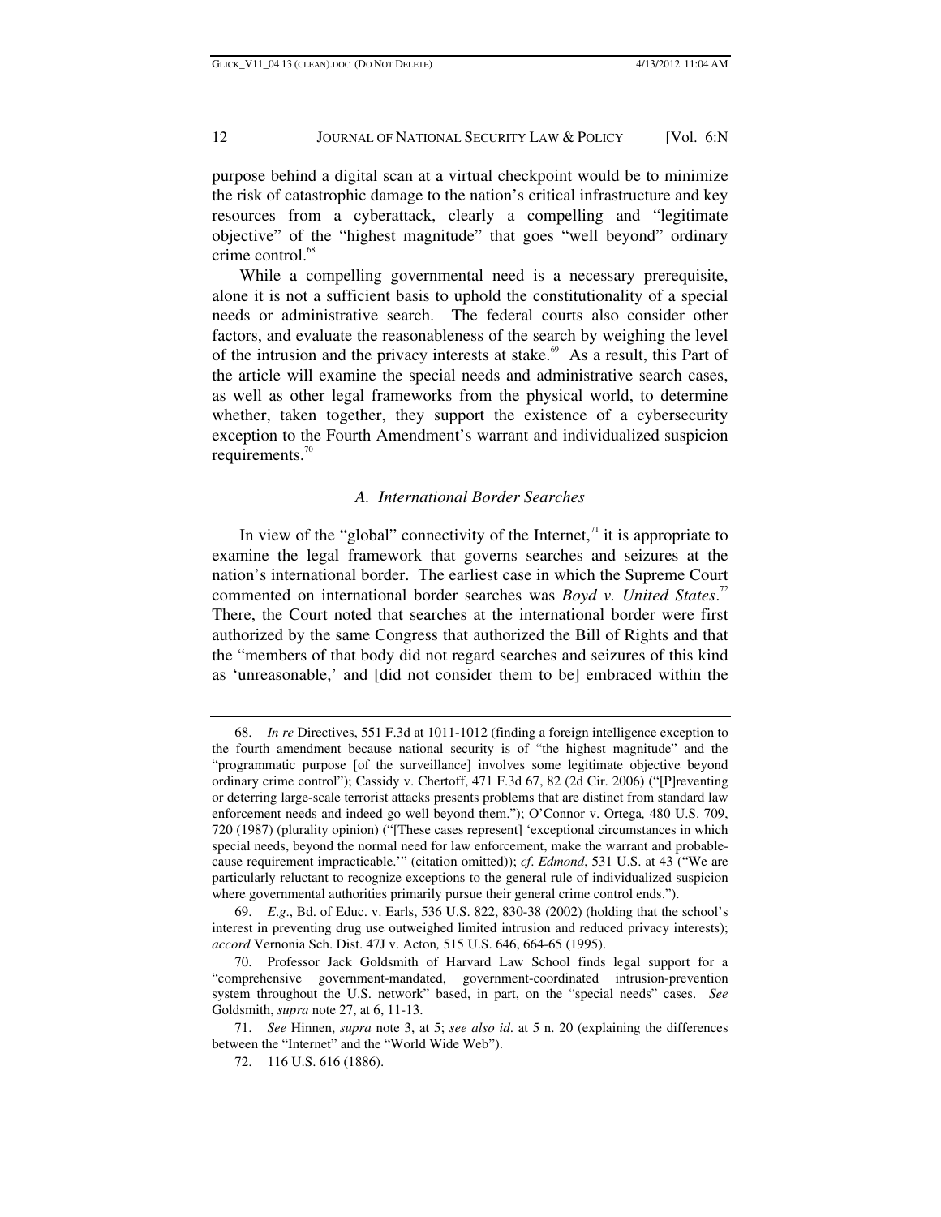purpose behind a digital scan at a virtual checkpoint would be to minimize the risk of catastrophic damage to the nation's critical infrastructure and key resources from a cyberattack, clearly a compelling and "legitimate objective" of the "highest magnitude" that goes "well beyond" ordinary crime control.[68]

While a compelling governmental need is a necessary prerequisite, alone it is not a sufficient basis to uphold the constitutionality of a special needs or administrative search. The federal courts also consider other factors, and evaluate the reasonableness of the search by weighing the level of the intrusion and the privacy interests at stake.[69] As a result, this Part of the article will examine the special needs and administrative search cases, as well as other legal frameworks from the physical world, to determine whether, taken together, they support the existence of a cybersecurity exception to the Fourth Amendment's warrant and individualized suspicion requirements.[70]

### *A. International Border Searches*

In view of the "global" connectivity of the Internet,[71] it is appropriate to examine the legal framework that governs searches and seizures at the nation's international border. The earliest case in which the Supreme Court commented on international border searches was *Boyd v. United States*.[72] There, the Court noted that searches at the international border were first authorized by the same Congress that authorized the Bill of Rights and that the "members of that body did not regard searches and seizures of this kind as 'unreasonable,' and [did not consider them to be] embraced within the

---

68. *In re* Directives, 551 F.3d at 1011-1012 (finding a foreign intelligence exception to the fourth amendment because national security is of "the highest magnitude" and the "programmatic purpose [of the surveillance] involves some legitimate objective beyond ordinary crime control"); Cassidy v. Chertoff, 471 F.3d 67, 82 (2d Cir. 2006) ("[P]reventing or deterring large-scale terrorist attacks presents problems that are distinct from standard law enforcement needs and indeed go well beyond them."); O'Connor v. Ortega*,* 480 U.S. 709, 720 (1987) (plurality opinion) ("[These cases represent] 'exceptional circumstances in which special needs, beyond the normal need for law enforcement, make the warrant and probable-cause requirement impracticable.'" (citation omitted)); *cf*. *Edmond*, 531 U.S. at 43 ("We are particularly reluctant to recognize exceptions to the general rule of individualized suspicion where governmental authorities primarily pursue their general crime control ends.").

69. *E.g*., Bd. of Educ. v. Earls, 536 U.S. 822, 830-38 (2002) (holding that the school's interest in preventing drug use outweighed limited intrusion and reduced privacy interests); *accord* Vernonia Sch. Dist. 47J v. Acton*,* 515 U.S. 646, 664-65 (1995).

70. Professor Jack Goldsmith of Harvard Law School finds legal support for a "comprehensive government-mandated, government-coordinated intrusion-prevention system throughout the U.S. network" based, in part, on the "special needs" cases. *See* Goldsmith, *supra* note 27, at 6, 11-13.

71. *See* Hinnen, *supra* note 3, at 5; *see also id*. at 5 n. 20 (explaining the differences between the "Internet" and the "World Wide Web").

72. 116 U.S. 616 (1886).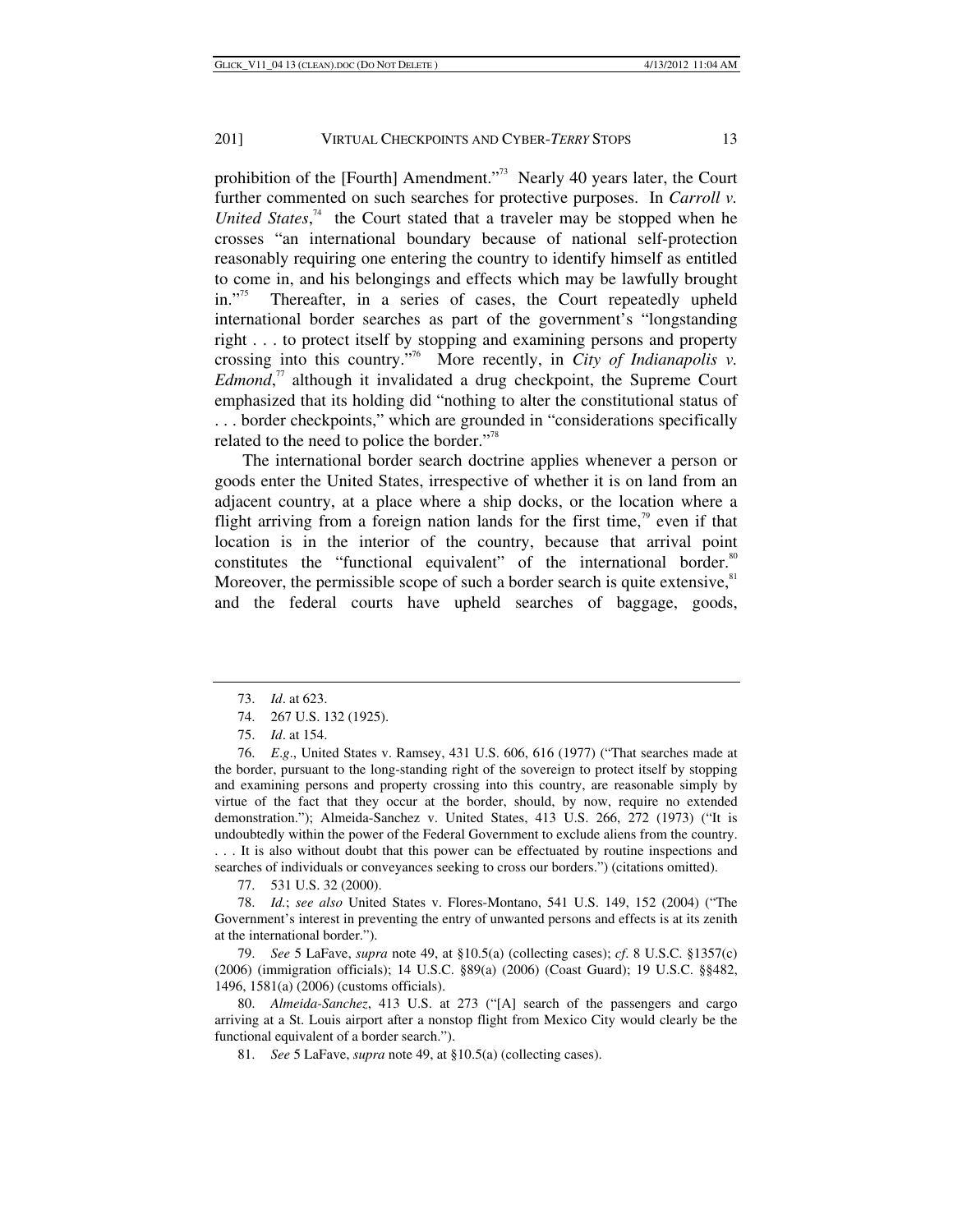prohibition of the [Fourth] Amendment."[73] Nearly 40 years later, the Court further commented on such searches for protective purposes. In *Carroll v. United States*,[74] the Court stated that a traveler may be stopped when he crosses "an international boundary because of national self-protection reasonably requiring one entering the country to identify himself as entitled to come in, and his belongings and effects which may be lawfully brought in."[75] Thereafter, in a series of cases, the Court repeatedly upheld international border searches as part of the government's "longstanding right . . . to protect itself by stopping and examining persons and property crossing into this country."[76] More recently, in *City of Indianapolis v. Edmond*,[77] although it invalidated a drug checkpoint, the Supreme Court emphasized that its holding did "nothing to alter the constitutional status of . . . border checkpoints," which are grounded in "considerations specifically related to the need to police the border."[78]

The international border search doctrine applies whenever a person or goods enter the United States, irrespective of whether it is on land from an adjacent country, at a place where a ship docks, or the location where a flight arriving from a foreign nation lands for the first time,[79] even if that location is in the interior of the country, because that arrival point constitutes the "functional equivalent" of the international border.[80] Moreover, the permissible scope of such a border search is quite extensive,[81] and the federal courts have upheld searches of baggage, goods,

---

73. *Id*. at 623.

74. 267 U.S. 132 (1925).

75. *Id*. at 154.

76. *E.g*., United States v. Ramsey, 431 U.S. 606, 616 (1977) ("That searches made at the border, pursuant to the long-standing right of the sovereign to protect itself by stopping and examining persons and property crossing into this country, are reasonable simply by virtue of the fact that they occur at the border, should, by now, require no extended demonstration."); Almeida-Sanchez v. United States, 413 U.S. 266, 272 (1973) ("It is undoubtedly within the power of the Federal Government to exclude aliens from the country. . . . It is also without doubt that this power can be effectuated by routine inspections and searches of individuals or conveyances seeking to cross our borders.") (citations omitted).

77. 531 U.S. 32 (2000).

78. *Id.*; *see also* United States v. Flores-Montano, 541 U.S. 149, 152 (2004) ("The Government's interest in preventing the entry of unwanted persons and effects is at its zenith at the international border.").

79. *See* 5 LaFave, *supra* note 49, at §10.5(a) (collecting cases); *cf*. 8 U.S.C. §1357(c) (2006) (immigration officials); 14 U.S.C. §89(a) (2006) (Coast Guard); 19 U.S.C. §§482, 1496, 1581(a) (2006) (customs officials).

80. *Almeida-Sanchez*, 413 U.S. at 273 ("[A] search of the passengers and cargo arriving at a St. Louis airport after a nonstop flight from Mexico City would clearly be the functional equivalent of a border search.").

81. *See* 5 LaFave, *supra* note 49, at §10.5(a) (collecting cases).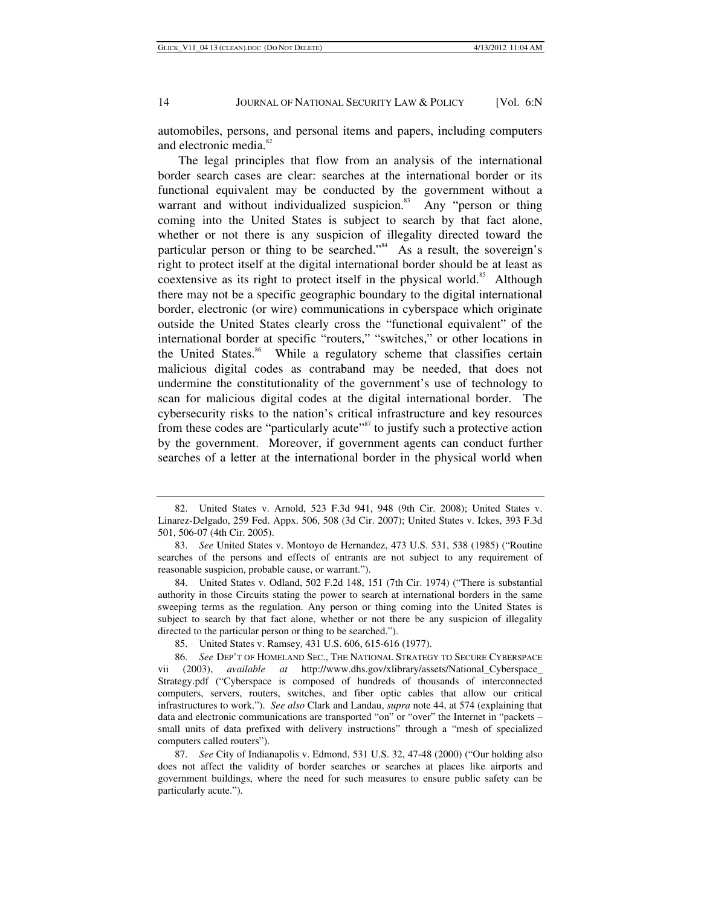automobiles, persons, and personal items and papers, including computers and electronic media.[82]

The legal principles that flow from an analysis of the international border search cases are clear: searches at the international border or its functional equivalent may be conducted by the government without a warrant and without individualized suspicion.[83] Any "person or thing coming into the United States is subject to search by that fact alone, whether or not there is any suspicion of illegality directed toward the particular person or thing to be searched."[84] As a result, the sovereign's right to protect itself at the digital international border should be at least as coextensive as its right to protect itself in the physical world.[85] Although there may not be a specific geographic boundary to the digital international border, electronic (or wire) communications in cyberspace which originate outside the United States clearly cross the "functional equivalent" of the international border at specific "routers," "switches," or other locations in the United States.[86] While a regulatory scheme that classifies certain malicious digital codes as contraband may be needed, that does not undermine the constitutionality of the government's use of technology to scan for malicious digital codes at the digital international border. The cybersecurity risks to the nation's critical infrastructure and key resources from these codes are "particularly acute"[87] to justify such a protective action by the government. Moreover, if government agents can conduct further searches of a letter at the international border in the physical world when

---

82. United States v. Arnold, 523 F.3d 941, 948 (9th Cir. 2008); United States v. Linarez-Delgado, 259 Fed. Appx. 506, 508 (3d Cir. 2007); United States v. Ickes, 393 F.3d 501, 506-07 (4th Cir. 2005).

83. *See* United States v. Montoyo de Hernandez, 473 U.S. 531, 538 (1985) ("Routine searches of the persons and effects of entrants are not subject to any requirement of reasonable suspicion, probable cause, or warrant.").

84. United States v. Odland, 502 F.2d 148, 151 (7th Cir. 1974) ("There is substantial authority in those Circuits stating the power to search at international borders in the same sweeping terms as the regulation. Any person or thing coming into the United States is subject to search by that fact alone, whether or not there be any suspicion of illegality directed to the particular person or thing to be searched.").

85. United States v. Ramsey*,* 431 U.S. 606, 615-616 (1977).

86. *See* DEP'T OF HOMELAND SEC., THE NATIONAL STRATEGY TO SECURE CYBERSPACE vii (2003), *available at* http://www.dhs.gov/xlibrary/assets/National_Cyberspace_Strategy.pdf ("Cyberspace is composed of hundreds of thousands of interconnected computers, servers, routers, switches, and fiber optic cables that allow our critical infrastructures to work."). *See also* Clark and Landau, *supra* note 44, at 574 (explaining that data and electronic communications are transported "on" or "over" the Internet in "packets – small units of data prefixed with delivery instructions" through a "mesh of specialized computers called routers").

87. *See* City of Indianapolis v. Edmond, 531 U.S. 32, 47-48 (2000) ("Our holding also does not affect the validity of border searches or searches at places like airports and government buildings, where the need for such measures to ensure public safety can be particularly acute.").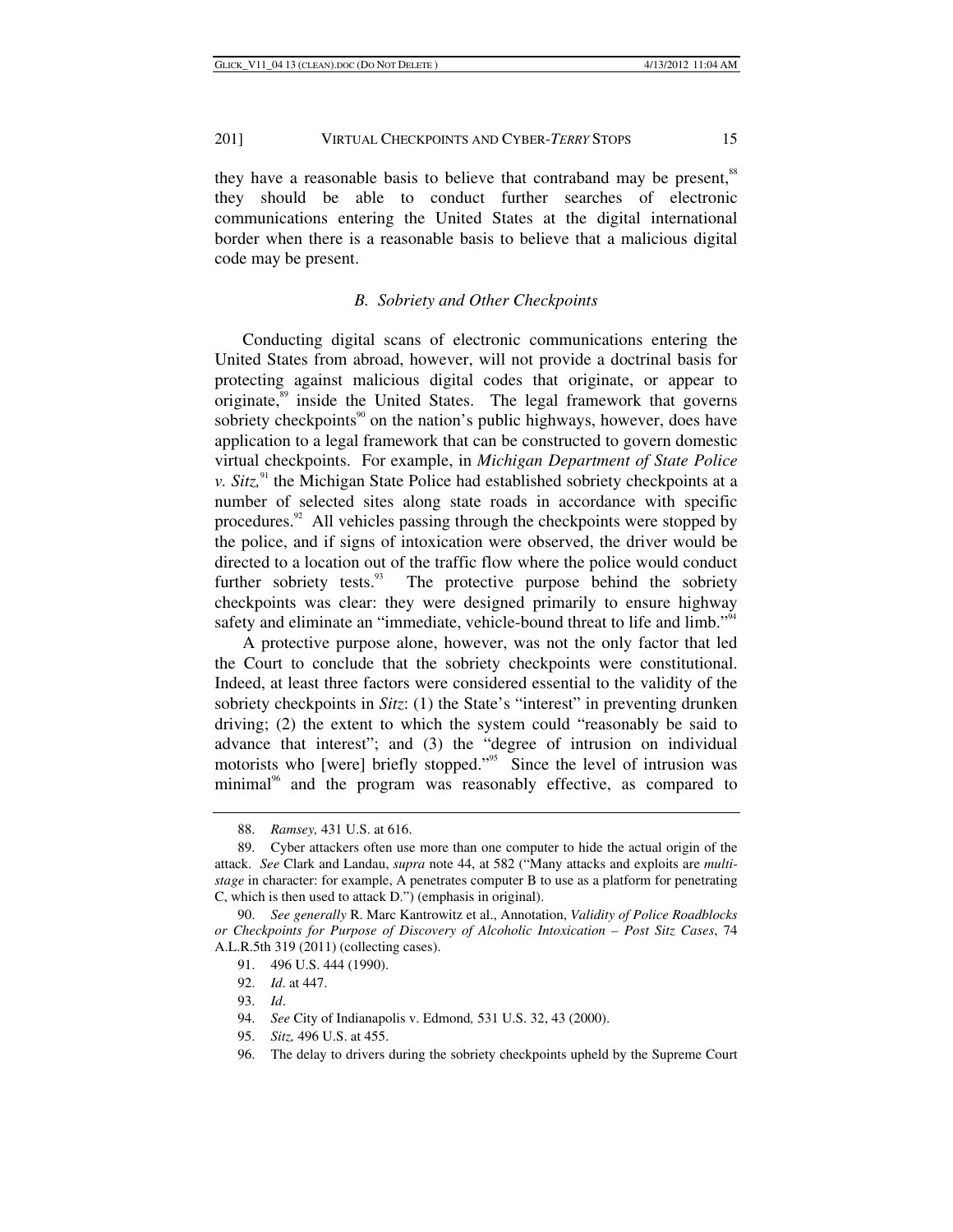they have a reasonable basis to believe that contraband may be present,[88] they should be able to conduct further searches of electronic communications entering the United States at the digital international border when there is a reasonable basis to believe that a malicious digital code may be present.

### *B. Sobriety and Other Checkpoints*

Conducting digital scans of electronic communications entering the United States from abroad, however, will not provide a doctrinal basis for protecting against malicious digital codes that originate, or appear to originate,[89] inside the United States. The legal framework that governs sobriety checkpoints[90] on the nation's public highways, however, does have application to a legal framework that can be constructed to govern domestic virtual checkpoints. For example, in *Michigan Department of State Police v. Sitz,*[91] the Michigan State Police had established sobriety checkpoints at a number of selected sites along state roads in accordance with specific procedures.[92] All vehicles passing through the checkpoints were stopped by the police, and if signs of intoxication were observed, the driver would be directed to a location out of the traffic flow where the police would conduct further sobriety tests.[93] The protective purpose behind the sobriety checkpoints was clear: they were designed primarily to ensure highway safety and eliminate an "immediate, vehicle-bound threat to life and limb."[94]

A protective purpose alone, however, was not the only factor that led the Court to conclude that the sobriety checkpoints were constitutional. Indeed, at least three factors were considered essential to the validity of the sobriety checkpoints in *Sitz*: (1) the State's "interest" in preventing drunken driving; (2) the extent to which the system could "reasonably be said to advance that interest"; and (3) the "degree of intrusion on individual motorists who [were] briefly stopped."[95] Since the level of intrusion was minimal[96] and the program was reasonably effective, as compared to

---

88. *Ramsey,* 431 U.S. at 616.

89. Cyber attackers often use more than one computer to hide the actual origin of the attack. *See* Clark and Landau, *supra* note 44, at 582 ("Many attacks and exploits are *multi-stage* in character: for example, A penetrates computer B to use as a platform for penetrating C, which is then used to attack D.") (emphasis in original).

90. *See generally* R. Marc Kantrowitz et al., Annotation, *Validity of Police Roadblocks or Checkpoints for Purpose of Discovery of Alcoholic Intoxication – Post Sitz Cases*, 74 A.L.R.5th 319 (2011) (collecting cases).

91. 496 U.S. 444 (1990).

92. *Id*. at 447.

93. *Id*.

94. *See* City of Indianapolis v. Edmond*,* 531 U.S. 32, 43 (2000).

95. *Sitz,* 496 U.S. at 455.

96. The delay to drivers during the sobriety checkpoints upheld by the Supreme Court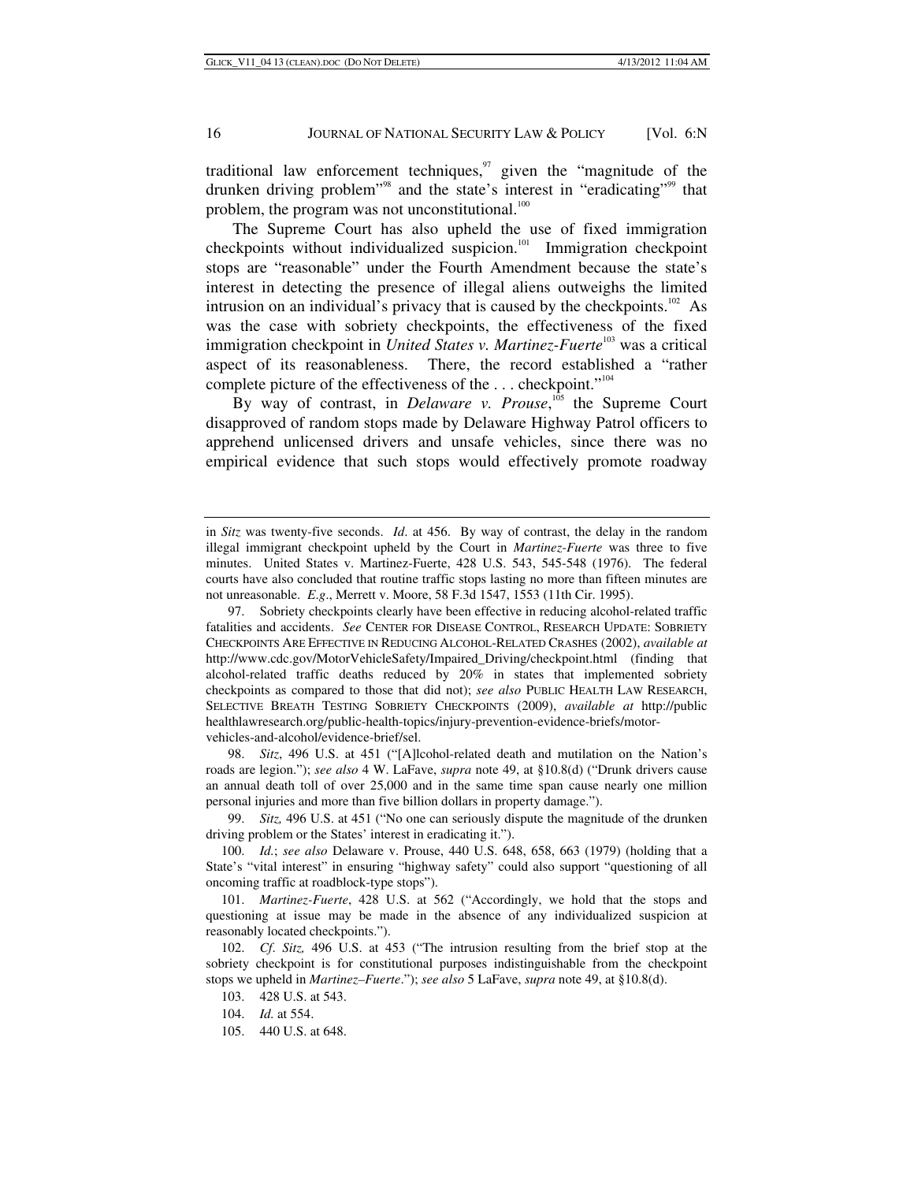traditional law enforcement techniques,[97] given the "magnitude of the drunken driving problem"[98] and the state's interest in "eradicating"[99] that problem, the program was not unconstitutional.[100]

The Supreme Court has also upheld the use of fixed immigration checkpoints without individualized suspicion.[101] Immigration checkpoint stops are "reasonable" under the Fourth Amendment because the state's interest in detecting the presence of illegal aliens outweighs the limited intrusion on an individual's privacy that is caused by the checkpoints.[102] As was the case with sobriety checkpoints, the effectiveness of the fixed immigration checkpoint in *United States v. Martinez-Fuerte*[103] was a critical aspect of its reasonableness. There, the record established a "rather complete picture of the effectiveness of the . . . checkpoint."[104]

By way of contrast, in *Delaware v. Prouse*,[105] the Supreme Court disapproved of random stops made by Delaware Highway Patrol officers to apprehend unlicensed drivers and unsafe vehicles, since there was no empirical evidence that such stops would effectively promote roadway

---

in *Sitz* was twenty-five seconds. *Id*. at 456. By way of contrast, the delay in the random illegal immigrant checkpoint upheld by the Court in *Martinez-Fuerte* was three to five minutes. United States v. Martinez-Fuerte, 428 U.S. 543, 545-548 (1976). The federal courts have also concluded that routine traffic stops lasting no more than fifteen minutes are not unreasonable. *E.g*., Merrett v. Moore, 58 F.3d 1547, 1553 (11th Cir. 1995).

97. Sobriety checkpoints clearly have been effective in reducing alcohol-related traffic fatalities and accidents. *See* CENTER FOR DISEASE CONTROL, RESEARCH UPDATE: SOBRIETY CHECKPOINTS ARE EFFECTIVE IN REDUCING ALCOHOL-RELATED CRASHES (2002), *available at* http://www.cdc.gov/MotorVehicleSafety/Impaired_Driving/checkpoint.html (finding that alcohol-related traffic deaths reduced by 20% in states that implemented sobriety checkpoints as compared to those that did not); *see also* PUBLIC HEALTH LAW RESEARCH, SELECTIVE BREATH TESTING SOBRIETY CHECKPOINTS (2009), *available at* http://publichealthlawresearch.org/public-health-topics/injury-prevention-evidence-briefs/motor-vehicles-and-alcohol/evidence-brief/sel.

98. *Sitz*, 496 U.S. at 451 ("[A]lcohol-related death and mutilation on the Nation's roads are legion."); *see also* 4 W. LaFave, *supra* note 49, at §10.8(d) ("Drunk drivers cause an annual death toll of over 25,000 and in the same time span cause nearly one million personal injuries and more than five billion dollars in property damage.").

99. *Sitz,* 496 U.S. at 451 ("No one can seriously dispute the magnitude of the drunken driving problem or the States' interest in eradicating it.").

100. *Id.*; *see also* Delaware v. Prouse, 440 U.S. 648, 658, 663 (1979) (holding that a State's "vital interest" in ensuring "highway safety" could also support "questioning of all oncoming traffic at roadblock-type stops").

101. *Martinez-Fuerte*, 428 U.S. at 562 ("Accordingly, we hold that the stops and questioning at issue may be made in the absence of any individualized suspicion at reasonably located checkpoints.").

102. *Cf*. *Sitz,* 496 U.S. at 453 ("The intrusion resulting from the brief stop at the sobriety checkpoint is for constitutional purposes indistinguishable from the checkpoint stops we upheld in *Martinez–Fuerte*."); *see also* 5 LaFave, *supra* note 49, at §10.8(d).

103. 428 U.S. at 543.

104. *Id.* at 554.

105. 440 U.S. at 648.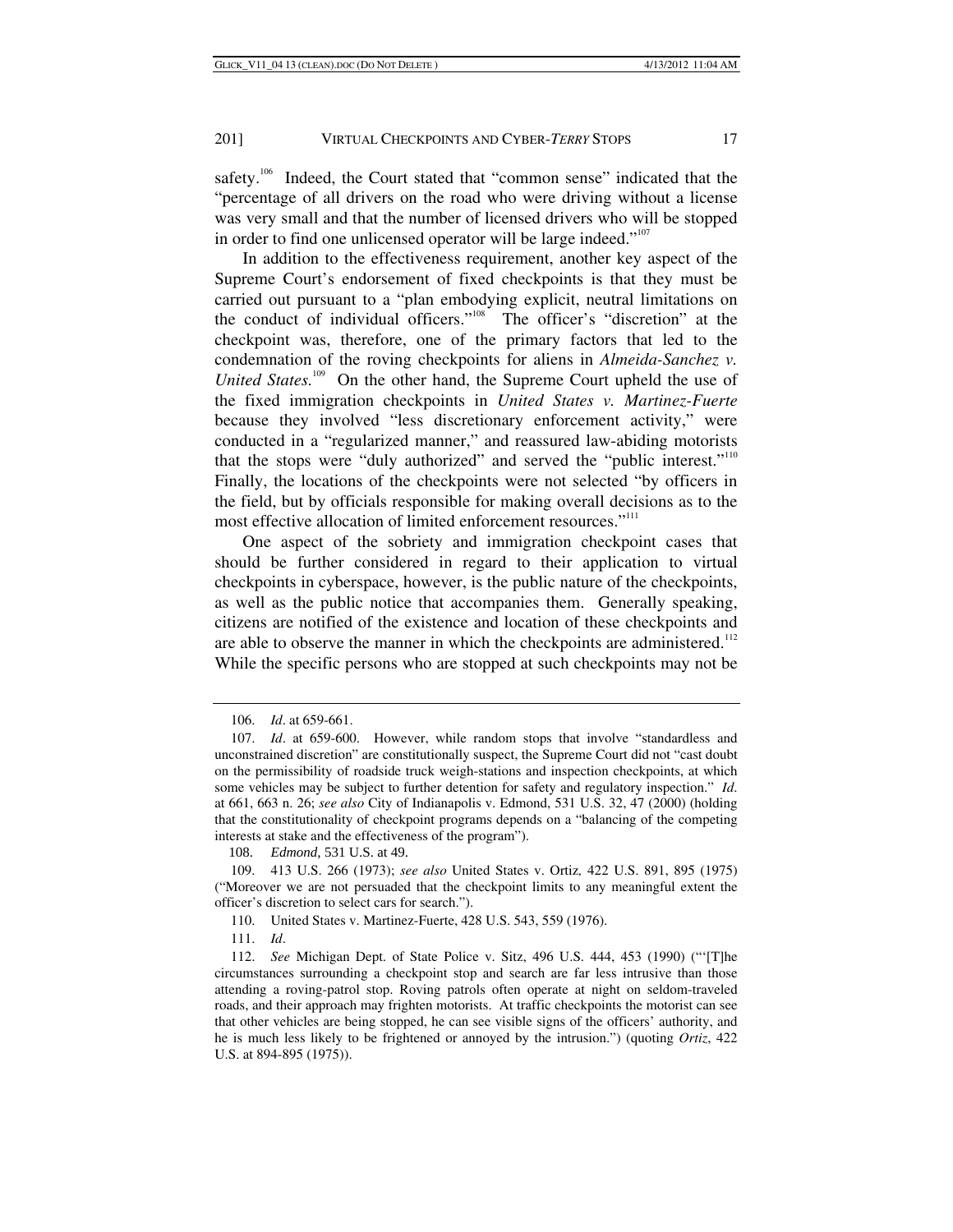safety.[106] Indeed, the Court stated that "common sense" indicated that the "percentage of all drivers on the road who were driving without a license was very small and that the number of licensed drivers who will be stopped in order to find one unlicensed operator will be large indeed."[107]

In addition to the effectiveness requirement, another key aspect of the Supreme Court's endorsement of fixed checkpoints is that they must be carried out pursuant to a "plan embodying explicit, neutral limitations on the conduct of individual officers."[108] The officer's "discretion" at the checkpoint was, therefore, one of the primary factors that led to the condemnation of the roving checkpoints for aliens in *Almeida-Sanchez v. United States.*[109] On the other hand, the Supreme Court upheld the use of the fixed immigration checkpoints in *United States v. Martinez-Fuerte* because they involved "less discretionary enforcement activity," were conducted in a "regularized manner," and reassured law-abiding motorists that the stops were "duly authorized" and served the "public interest."[110] Finally, the locations of the checkpoints were not selected "by officers in the field, but by officials responsible for making overall decisions as to the most effective allocation of limited enforcement resources."[111]

One aspect of the sobriety and immigration checkpoint cases that should be further considered in regard to their application to virtual checkpoints in cyberspace, however, is the public nature of the checkpoints, as well as the public notice that accompanies them. Generally speaking, citizens are notified of the existence and location of these checkpoints and are able to observe the manner in which the checkpoints are administered.[112] While the specific persons who are stopped at such checkpoints may not be

---

106. *Id*. at 659-661.

107. *Id*. at 659-600. However, while random stops that involve "standardless and unconstrained discretion" are constitutionally suspect, the Supreme Court did not "cast doubt on the permissibility of roadside truck weigh-stations and inspection checkpoints, at which some vehicles may be subject to further detention for safety and regulatory inspection." *Id*. at 661, 663 n. 26; *see also* City of Indianapolis v. Edmond, 531 U.S. 32, 47 (2000) (holding that the constitutionality of checkpoint programs depends on a "balancing of the competing interests at stake and the effectiveness of the program").

108. *Edmond,* 531 U.S. at 49.

109. 413 U.S. 266 (1973); *see also* United States v. Ortiz*,* 422 U.S. 891, 895 (1975) ("Moreover we are not persuaded that the checkpoint limits to any meaningful extent the officer's discretion to select cars for search.").

110. United States v. Martinez-Fuerte, 428 U.S. 543, 559 (1976).

111. *Id*.

112. *See* Michigan Dept. of State Police v. Sitz, 496 U.S. 444, 453 (1990) ("'[T]he circumstances surrounding a checkpoint stop and search are far less intrusive than those attending a roving-patrol stop. Roving patrols often operate at night on seldom-traveled roads, and their approach may frighten motorists. At traffic checkpoints the motorist can see that other vehicles are being stopped, he can see visible signs of the officers' authority, and he is much less likely to be frightened or annoyed by the intrusion.") (quoting *Ortiz*, 422 U.S. at 894-895 (1975)).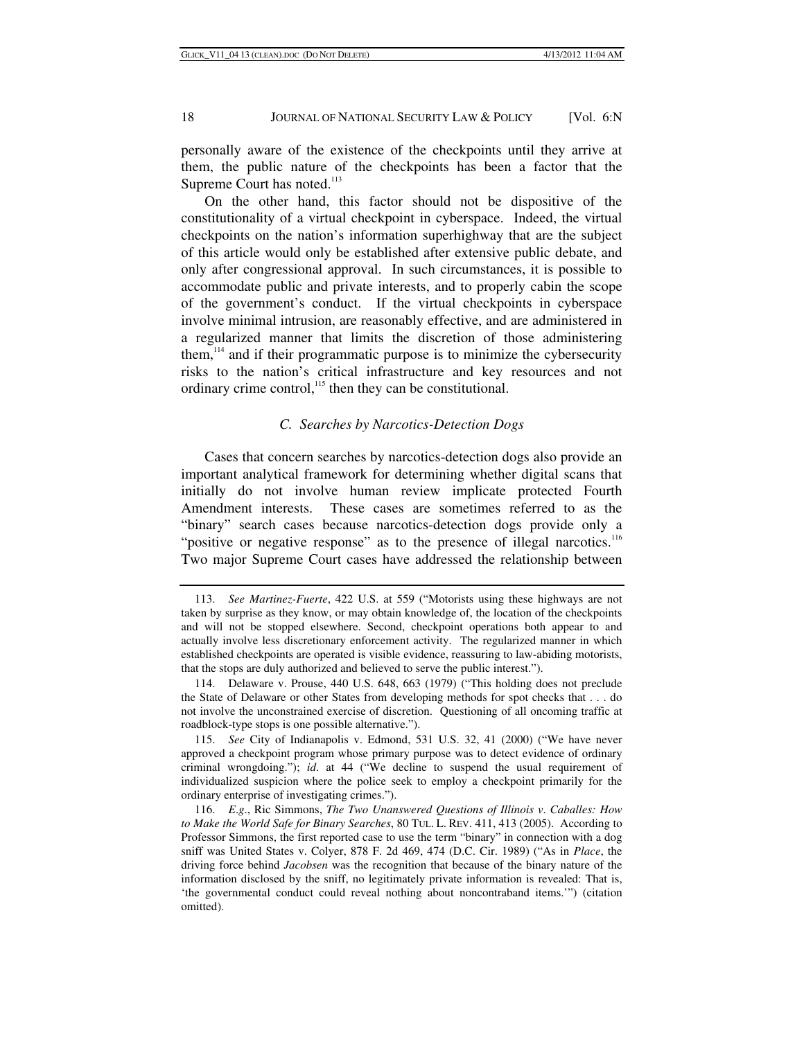personally aware of the existence of the checkpoints until they arrive at them, the public nature of the checkpoints has been a factor that the Supreme Court has noted.[113]

On the other hand, this factor should not be dispositive of the constitutionality of a virtual checkpoint in cyberspace. Indeed, the virtual checkpoints on the nation's information superhighway that are the subject of this article would only be established after extensive public debate, and only after congressional approval. In such circumstances, it is possible to accommodate public and private interests, and to properly cabin the scope of the government's conduct. If the virtual checkpoints in cyberspace involve minimal intrusion, are reasonably effective, and are administered in a regularized manner that limits the discretion of those administering them,[114] and if their programmatic purpose is to minimize the cybersecurity risks to the nation's critical infrastructure and key resources and not ordinary crime control,[115] then they can be constitutional.

### *C. Searches by Narcotics-Detection Dogs*

Cases that concern searches by narcotics-detection dogs also provide an important analytical framework for determining whether digital scans that initially do not involve human review implicate protected Fourth Amendment interests. These cases are sometimes referred to as the "binary" search cases because narcotics-detection dogs provide only a "positive or negative response" as to the presence of illegal narcotics.[116] Two major Supreme Court cases have addressed the relationship between

---

113. *See Martinez-Fuerte*, 422 U.S. at 559 ("Motorists using these highways are not taken by surprise as they know, or may obtain knowledge of, the location of the checkpoints and will not be stopped elsewhere. Second, checkpoint operations both appear to and actually involve less discretionary enforcement activity. The regularized manner in which established checkpoints are operated is visible evidence, reassuring to law-abiding motorists, that the stops are duly authorized and believed to serve the public interest.").

114. Delaware v. Prouse, 440 U.S. 648, 663 (1979) ("This holding does not preclude the State of Delaware or other States from developing methods for spot checks that . . . do not involve the unconstrained exercise of discretion. Questioning of all oncoming traffic at roadblock-type stops is one possible alternative.").

115. *See* City of Indianapolis v. Edmond, 531 U.S. 32, 41 (2000) ("We have never approved a checkpoint program whose primary purpose was to detect evidence of ordinary criminal wrongdoing."); *id*. at 44 ("We decline to suspend the usual requirement of individualized suspicion where the police seek to employ a checkpoint primarily for the ordinary enterprise of investigating crimes.").

116. *E.g*., Ric Simmons, *The Two Unanswered Questions of Illinois v. Caballes: How to Make the World Safe for Binary Searches*, 80 TUL. L. REV. 411, 413 (2005). According to Professor Simmons, the first reported case to use the term "binary" in connection with a dog sniff was United States v. Colyer, 878 F. 2d 469, 474 (D.C. Cir. 1989) ("As in *Place*, the driving force behind *Jacobsen* was the recognition that because of the binary nature of the information disclosed by the sniff, no legitimately private information is revealed: That is, 'the governmental conduct could reveal nothing about noncontraband items.'") (citation omitted).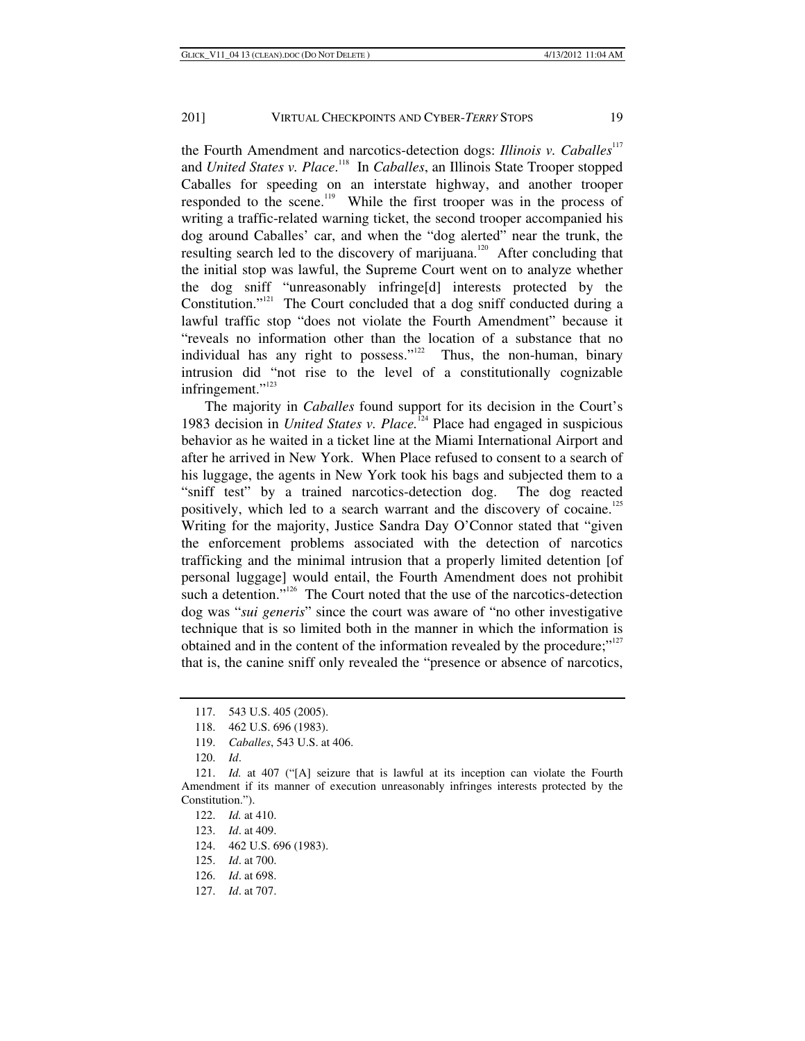the Fourth Amendment and narcotics-detection dogs: *Illinois v. Caballes*[117] and *United States v. Place*.[118] In *Caballes*, an Illinois State Trooper stopped Caballes for speeding on an interstate highway, and another trooper responded to the scene.[119] While the first trooper was in the process of writing a traffic-related warning ticket, the second trooper accompanied his dog around Caballes' car, and when the "dog alerted" near the trunk, the resulting search led to the discovery of marijuana.[120] After concluding that the initial stop was lawful, the Supreme Court went on to analyze whether the dog sniff "unreasonably infringe[d] interests protected by the Constitution."[121] The Court concluded that a dog sniff conducted during a lawful traffic stop "does not violate the Fourth Amendment" because it "reveals no information other than the location of a substance that no individual has any right to possess."[122] Thus, the non-human, binary intrusion did "not rise to the level of a constitutionally cognizable infringement."[123]

The majority in *Caballes* found support for its decision in the Court's 1983 decision in *United States v. Place.*[124] Place had engaged in suspicious behavior as he waited in a ticket line at the Miami International Airport and after he arrived in New York. When Place refused to consent to a search of his luggage, the agents in New York took his bags and subjected them to a "sniff test" by a trained narcotics-detection dog. The dog reacted positively, which led to a search warrant and the discovery of cocaine.[125] Writing for the majority, Justice Sandra Day O'Connor stated that "given the enforcement problems associated with the detection of narcotics trafficking and the minimal intrusion that a properly limited detention [of personal luggage] would entail, the Fourth Amendment does not prohibit such a detention."[126] The Court noted that the use of the narcotics-detection dog was "*sui generis*" since the court was aware of "no other investigative technique that is so limited both in the manner in which the information is obtained and in the content of the information revealed by the procedure;"[127] that is, the canine sniff only revealed the "presence or absence of narcotics,

---

117. 543 U.S. 405 (2005).

118. 462 U.S. 696 (1983).

119. *Caballes*, 543 U.S. at 406.

120. *Id*.

121. *Id.* at 407 ("[A] seizure that is lawful at its inception can violate the Fourth Amendment if its manner of execution unreasonably infringes interests protected by the Constitution.").

122. *Id.* at 410.

123. *Id*. at 409.

124. 462 U.S. 696 (1983).

125. *Id*. at 700.

126. *Id*. at 698.

127. *Id*. at 707.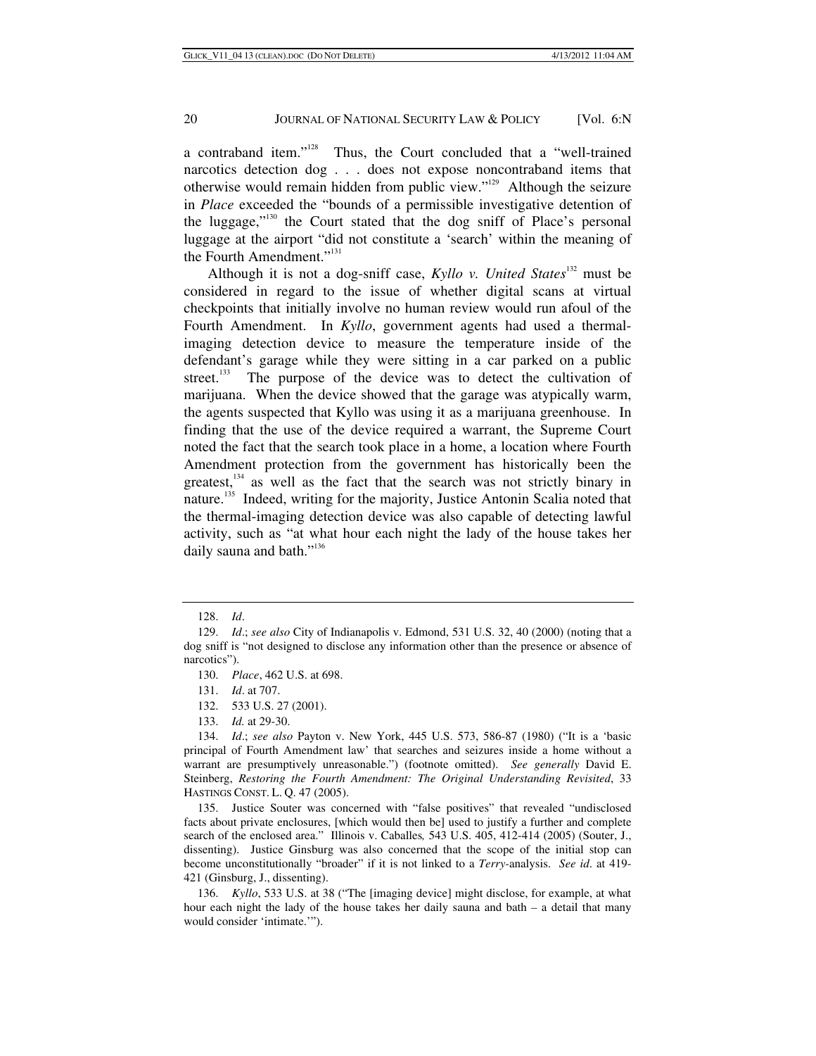a contraband item."[128] Thus, the Court concluded that a "well-trained narcotics detection dog . . . does not expose noncontraband items that otherwise would remain hidden from public view."[129] Although the seizure in *Place* exceeded the "bounds of a permissible investigative detention of the luggage,"[130] the Court stated that the dog sniff of Place's personal luggage at the airport "did not constitute a 'search' within the meaning of the Fourth Amendment."[131]

Although it is not a dog-sniff case, *Kyllo v. United States*[132] must be considered in regard to the issue of whether digital scans at virtual checkpoints that initially involve no human review would run afoul of the Fourth Amendment. In *Kyllo*, government agents had used a thermal-imaging detection device to measure the temperature inside of the defendant's garage while they were sitting in a car parked on a public street.[133] The purpose of the device was to detect the cultivation of marijuana. When the device showed that the garage was atypically warm, the agents suspected that Kyllo was using it as a marijuana greenhouse. In finding that the use of the device required a warrant, the Supreme Court noted the fact that the search took place in a home, a location where Fourth Amendment protection from the government has historically been the greatest,[134] as well as the fact that the search was not strictly binary in nature.[135] Indeed, writing for the majority, Justice Antonin Scalia noted that the thermal-imaging detection device was also capable of detecting lawful activity, such as "at what hour each night the lady of the house takes her daily sauna and bath."[136]

---

128. *Id*.

129. *Id*.; *see also* City of Indianapolis v. Edmond, 531 U.S. 32, 40 (2000) (noting that a dog sniff is "not designed to disclose any information other than the presence or absence of narcotics").

130. *Place*, 462 U.S. at 698.

131. *Id*. at 707.

132. 533 U.S. 27 (2001).

133. *Id.* at 29-30.

134. *Id*.; *see also* Payton v. New York, 445 U.S. 573, 586-87 (1980) ("It is a 'basic principal of Fourth Amendment law' that searches and seizures inside a home without a warrant are presumptively unreasonable.") (footnote omitted). *See generally* David E. Steinberg, *Restoring the Fourth Amendment: The Original Understanding Revisited*, 33 HASTINGS CONST. L. Q. 47 (2005).

135. Justice Souter was concerned with "false positives" that revealed "undisclosed facts about private enclosures, [which would then be] used to justify a further and complete search of the enclosed area." Illinois v. Caballes*,* 543 U.S. 405, 412-414 (2005) (Souter, J., dissenting). Justice Ginsburg was also concerned that the scope of the initial stop can become unconstitutionally "broader" if it is not linked to a *Terry*-analysis. *See id*. at 419-421 (Ginsburg, J., dissenting).

136. *Kyllo*, 533 U.S. at 38 ("The [imaging device] might disclose, for example, at what hour each night the lady of the house takes her daily sauna and bath – a detail that many would consider 'intimate.'").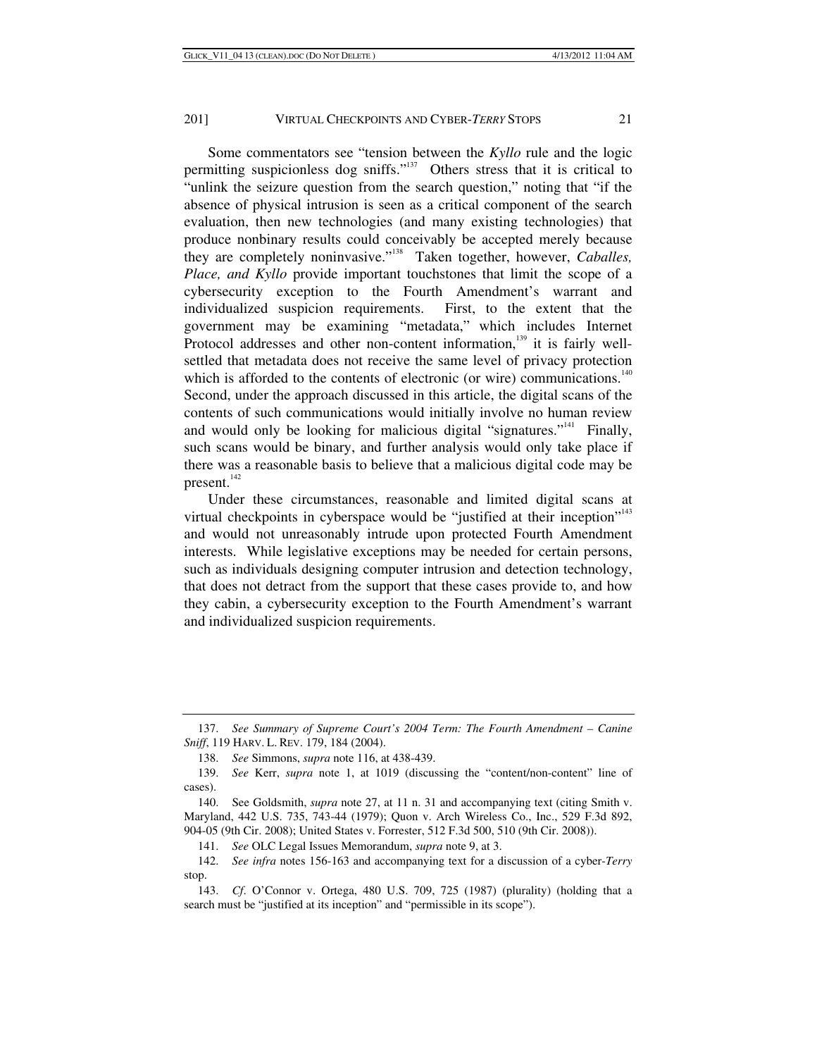Some commentators see "tension between the *Kyllo* rule and the logic permitting suspicionless dog sniffs."[137] Others stress that it is critical to "unlink the seizure question from the search question," noting that "if the absence of physical intrusion is seen as a critical component of the search evaluation, then new technologies (and many existing technologies) that produce nonbinary results could conceivably be accepted merely because they are completely noninvasive."[138] Taken together, however, *Caballes, Place, and Kyllo* provide important touchstones that limit the scope of a cybersecurity exception to the Fourth Amendment's warrant and individualized suspicion requirements. First, to the extent that the government may be examining "metadata," which includes Internet Protocol addresses and other non-content information,[139] it is fairly well-settled that metadata does not receive the same level of privacy protection which is afforded to the contents of electronic (or wire) communications.[140] Second, under the approach discussed in this article, the digital scans of the contents of such communications would initially involve no human review and would only be looking for malicious digital "signatures."[141] Finally, such scans would be binary, and further analysis would only take place if there was a reasonable basis to believe that a malicious digital code may be present.[142]

Under these circumstances, reasonable and limited digital scans at virtual checkpoints in cyberspace would be "justified at their inception"[143] and would not unreasonably intrude upon protected Fourth Amendment interests. While legislative exceptions may be needed for certain persons, such as individuals designing computer intrusion and detection technology, that does not detract from the support that these cases provide to, and how they cabin, a cybersecurity exception to the Fourth Amendment's warrant and individualized suspicion requirements.

---

137. *See Summary of Supreme Court's 2004 Term: The Fourth Amendment – Canine Sniff*, 119 HARV. L. REV. 179, 184 (2004).

138. *See* Simmons, *supra* note 116, at 438-439.

139. *See* Kerr, *supra* note 1, at 1019 (discussing the "content/non-content" line of cases).

140. See Goldsmith, *supra* note 27, at 11 n. 31 and accompanying text (citing Smith v. Maryland, 442 U.S. 735, 743-44 (1979); Quon v. Arch Wireless Co., Inc., 529 F.3d 892, 904-05 (9th Cir. 2008); United States v. Forrester, 512 F.3d 500, 510 (9th Cir. 2008)).

141. *See* OLC Legal Issues Memorandum, *supra* note 9, at 3.

142. *See infra* notes 156-163 and accompanying text for a discussion of a cyber-*Terry* stop.

143. *Cf*. O'Connor v. Ortega, 480 U.S. 709, 725 (1987) (plurality) (holding that a search must be "justified at its inception" and "permissible in its scope").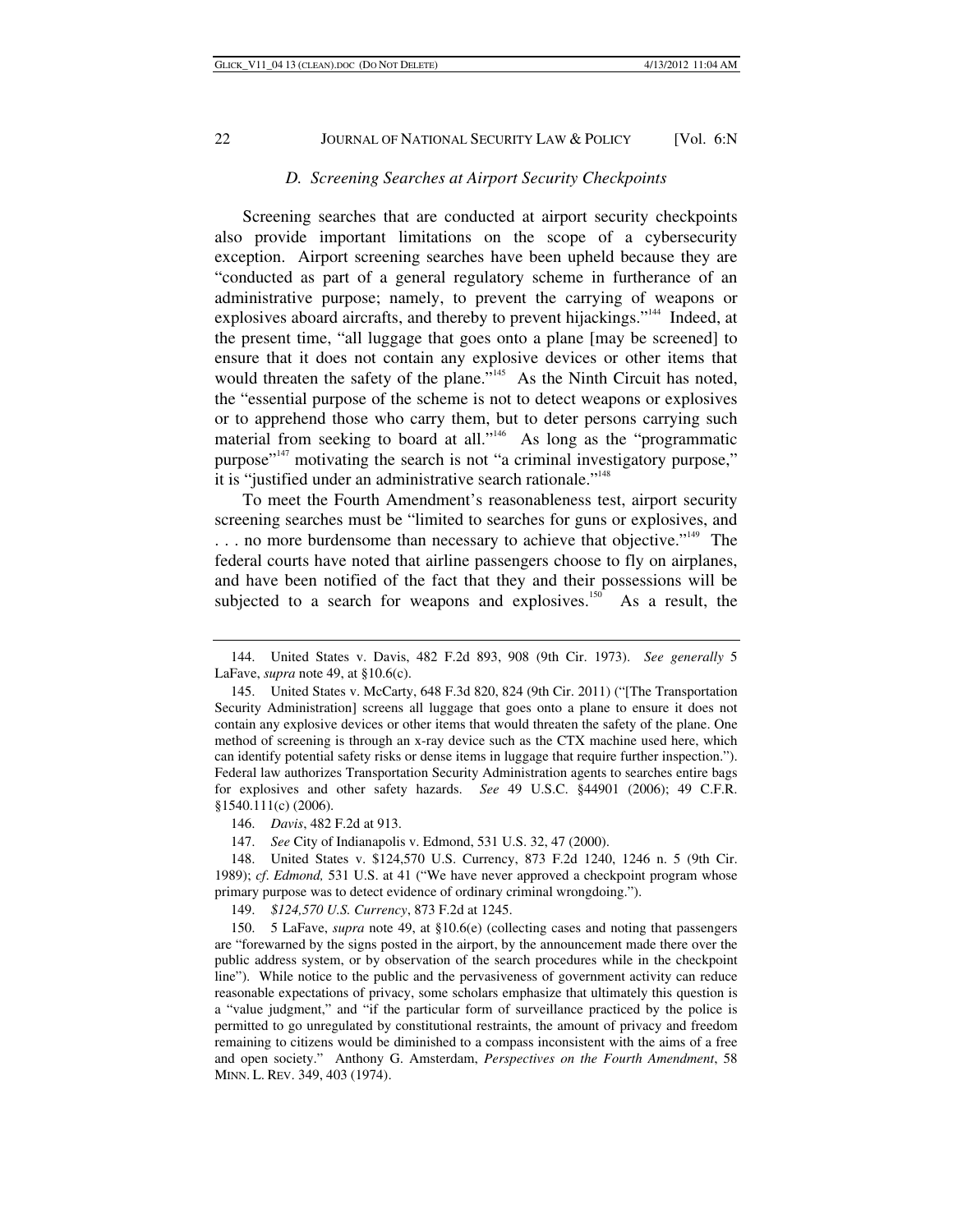### *D. Screening Searches at Airport Security Checkpoints*

Screening searches that are conducted at airport security checkpoints also provide important limitations on the scope of a cybersecurity exception. Airport screening searches have been upheld because they are "conducted as part of a general regulatory scheme in furtherance of an administrative purpose; namely, to prevent the carrying of weapons or explosives aboard aircrafts, and thereby to prevent hijackings."[144] Indeed, at the present time, "all luggage that goes onto a plane [may be screened] to ensure that it does not contain any explosive devices or other items that would threaten the safety of the plane."[145] As the Ninth Circuit has noted, the "essential purpose of the scheme is not to detect weapons or explosives or to apprehend those who carry them, but to deter persons carrying such material from seeking to board at all."[146] As long as the "programmatic purpose"[147] motivating the search is not "a criminal investigatory purpose," it is "justified under an administrative search rationale."[148]

To meet the Fourth Amendment's reasonableness test, airport security screening searches must be "limited to searches for guns or explosives, and . . . no more burdensome than necessary to achieve that objective."[149] The federal courts have noted that airline passengers choose to fly on airplanes, and have been notified of the fact that they and their possessions will be subjected to a search for weapons and explosives.[150] As a result, the

---

144. United States v. Davis, 482 F.2d 893, 908 (9th Cir. 1973). *See generally* 5 LaFave, *supra* note 49, at §10.6(c).

145. United States v. McCarty, 648 F.3d 820, 824 (9th Cir. 2011) ("[The Transportation Security Administration] screens all luggage that goes onto a plane to ensure it does not contain any explosive devices or other items that would threaten the safety of the plane. One method of screening is through an x-ray device such as the CTX machine used here, which can identify potential safety risks or dense items in luggage that require further inspection."). Federal law authorizes Transportation Security Administration agents to searches entire bags for explosives and other safety hazards. *See* 49 U.S.C. §44901 (2006); 49 C.F.R. §1540.111(c) (2006).

146. *Davis*, 482 F.2d at 913.

147. *See* City of Indianapolis v. Edmond, 531 U.S. 32, 47 (2000).

148. United States v. $124,570 U.S. Currency, 873 F.2d 1240, 1246 n. 5 (9th Cir. 1989); *cf*. *Edmond,* 531 U.S. at 41 ("We have never approved a checkpoint program whose primary purpose was to detect evidence of ordinary criminal wrongdoing.").

149. *$124,570 U.S. Currency*, 873 F.2d at 1245.

150. 5 LaFave, *supra* note 49, at §10.6(e) (collecting cases and noting that passengers are "forewarned by the signs posted in the airport, by the announcement made there over the public address system, or by observation of the search procedures while in the checkpoint line"). While notice to the public and the pervasiveness of government activity can reduce reasonable expectations of privacy, some scholars emphasize that ultimately this question is a "value judgment," and "if the particular form of surveillance practiced by the police is permitted to go unregulated by constitutional restraints, the amount of privacy and freedom remaining to citizens would be diminished to a compass inconsistent with the aims of a free and open society." Anthony G. Amsterdam, *Perspectives on the Fourth Amendment*, 58 MINN. L. REV. 349, 403 (1974).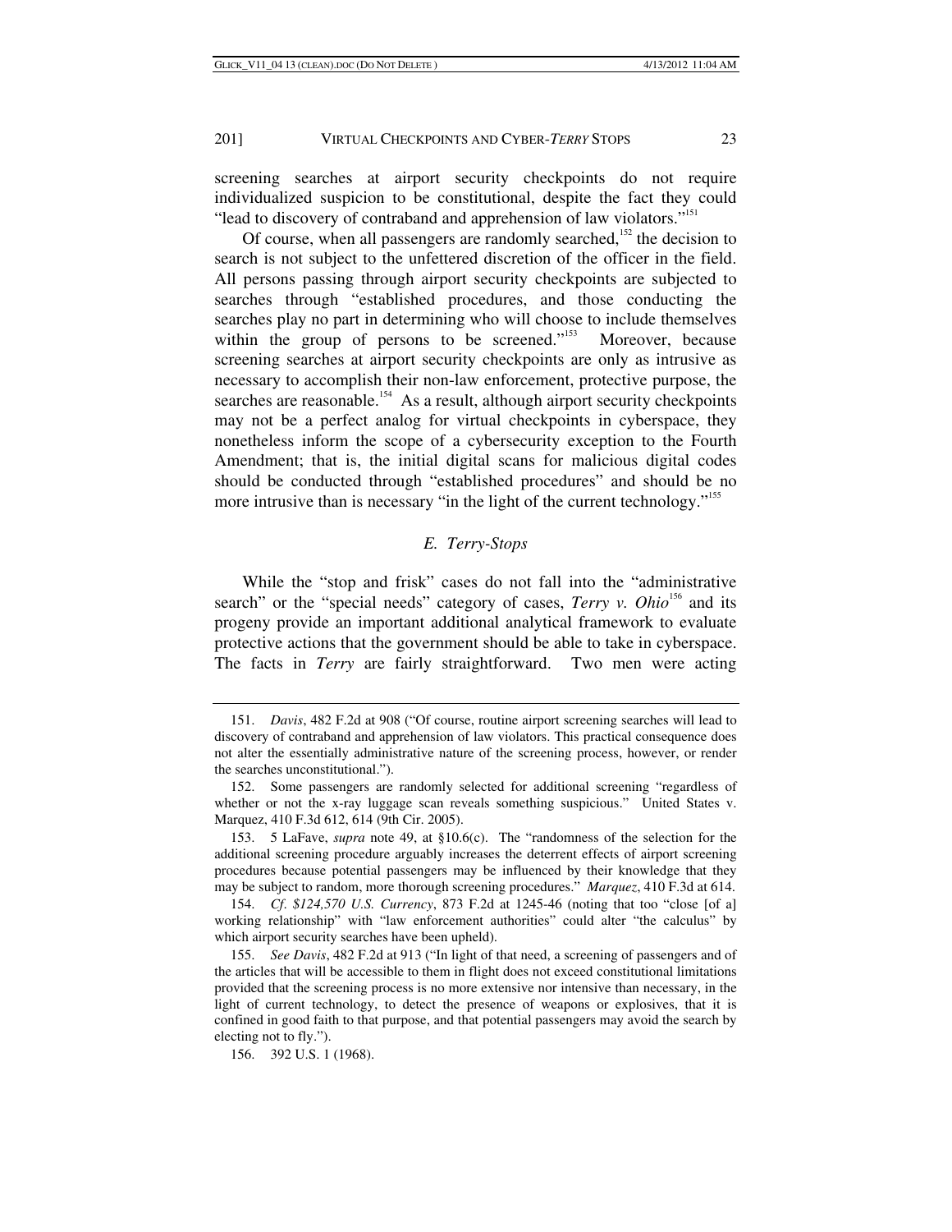screening searches at airport security checkpoints do not require individualized suspicion to be constitutional, despite the fact they could "lead to discovery of contraband and apprehension of law violators."[151]

Of course, when all passengers are randomly searched,[152] the decision to search is not subject to the unfettered discretion of the officer in the field. All persons passing through airport security checkpoints are subjected to searches through "established procedures, and those conducting the searches play no part in determining who will choose to include themselves within the group of persons to be screened."[153] Moreover, because screening searches at airport security checkpoints are only as intrusive as necessary to accomplish their non-law enforcement, protective purpose, the searches are reasonable.[154] As a result, although airport security checkpoints may not be a perfect analog for virtual checkpoints in cyberspace, they nonetheless inform the scope of a cybersecurity exception to the Fourth Amendment; that is, the initial digital scans for malicious digital codes should be conducted through "established procedures" and should be no more intrusive than is necessary "in the light of the current technology."[155]

### *E. Terry-Stops*

While the "stop and frisk" cases do not fall into the "administrative search" or the "special needs" category of cases, *Terry v. Ohio*[156] and its progeny provide an important additional analytical framework to evaluate protective actions that the government should be able to take in cyberspace. The facts in *Terry* are fairly straightforward. Two men were acting

---

151. *Davis*, 482 F.2d at 908 ("Of course, routine airport screening searches will lead to discovery of contraband and apprehension of law violators. This practical consequence does not alter the essentially administrative nature of the screening process, however, or render the searches unconstitutional.").

152. Some passengers are randomly selected for additional screening "regardless of whether or not the x-ray luggage scan reveals something suspicious." United States v. Marquez, 410 F.3d 612, 614 (9th Cir. 2005).

153. 5 LaFave, *supra* note 49, at §10.6(c). The "randomness of the selection for the additional screening procedure arguably increases the deterrent effects of airport screening procedures because potential passengers may be influenced by their knowledge that they may be subject to random, more thorough screening procedures." *Marquez*, 410 F.3d at 614.

154. *Cf*. *$124,570 U.S. Currency*, 873 F.2d at 1245-46 (noting that too "close [of a] working relationship" with "law enforcement authorities" could alter "the calculus" by which airport security searches have been upheld).

155. *See Davis*, 482 F.2d at 913 ("In light of that need, a screening of passengers and of the articles that will be accessible to them in flight does not exceed constitutional limitations provided that the screening process is no more extensive nor intensive than necessary, in the light of current technology, to detect the presence of weapons or explosives, that it is confined in good faith to that purpose, and that potential passengers may avoid the search by electing not to fly.").

156. 392 U.S. 1 (1968).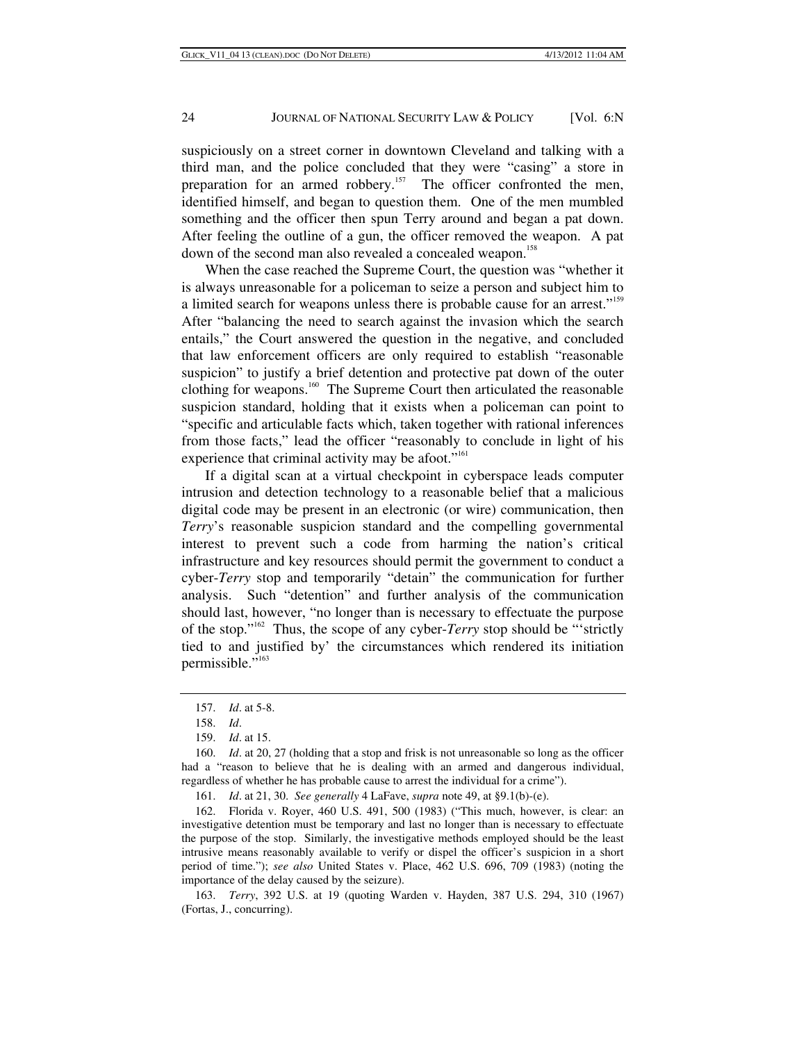suspiciously on a street corner in downtown Cleveland and talking with a third man, and the police concluded that they were "casing" a store in preparation for an armed robbery.[157] The officer confronted the men, identified himself, and began to question them. One of the men mumbled something and the officer then spun Terry around and began a pat down. After feeling the outline of a gun, the officer removed the weapon. A pat down of the second man also revealed a concealed weapon.[158]

When the case reached the Supreme Court, the question was "whether it is always unreasonable for a policeman to seize a person and subject him to a limited search for weapons unless there is probable cause for an arrest."[159] After "balancing the need to search against the invasion which the search entails," the Court answered the question in the negative, and concluded that law enforcement officers are only required to establish "reasonable suspicion" to justify a brief detention and protective pat down of the outer clothing for weapons.[160] The Supreme Court then articulated the reasonable suspicion standard, holding that it exists when a policeman can point to "specific and articulable facts which, taken together with rational inferences from those facts," lead the officer "reasonably to conclude in light of his experience that criminal activity may be afoot."[161]

If a digital scan at a virtual checkpoint in cyberspace leads computer intrusion and detection technology to a reasonable belief that a malicious digital code may be present in an electronic (or wire) communication, then *Terry*'s reasonable suspicion standard and the compelling governmental interest to prevent such a code from harming the nation's critical infrastructure and key resources should permit the government to conduct a cyber-*Terry* stop and temporarily "detain" the communication for further analysis. Such "detention" and further analysis of the communication should last, however, "no longer than is necessary to effectuate the purpose of the stop."[162] Thus, the scope of any cyber-*Terry* stop should be "'strictly tied to and justified by' the circumstances which rendered its initiation permissible."[163]

---

157. *Id*. at 5-8.

158. *Id*.

159. *Id*. at 15.

160. *Id*. at 20, 27 (holding that a stop and frisk is not unreasonable so long as the officer had a "reason to believe that he is dealing with an armed and dangerous individual, regardless of whether he has probable cause to arrest the individual for a crime").

161. *Id*. at 21, 30. *See generally* 4 LaFave, *supra* note 49, at §9.1(b)-(e).

162. Florida v. Royer, 460 U.S. 491, 500 (1983) ("This much, however, is clear: an investigative detention must be temporary and last no longer than is necessary to effectuate the purpose of the stop. Similarly, the investigative methods employed should be the least intrusive means reasonably available to verify or dispel the officer's suspicion in a short period of time."); *see also* United States v. Place, 462 U.S. 696, 709 (1983) (noting the importance of the delay caused by the seizure).

163. *Terry*, 392 U.S. at 19 (quoting Warden v. Hayden, 387 U.S. 294, 310 (1967) (Fortas, J., concurring).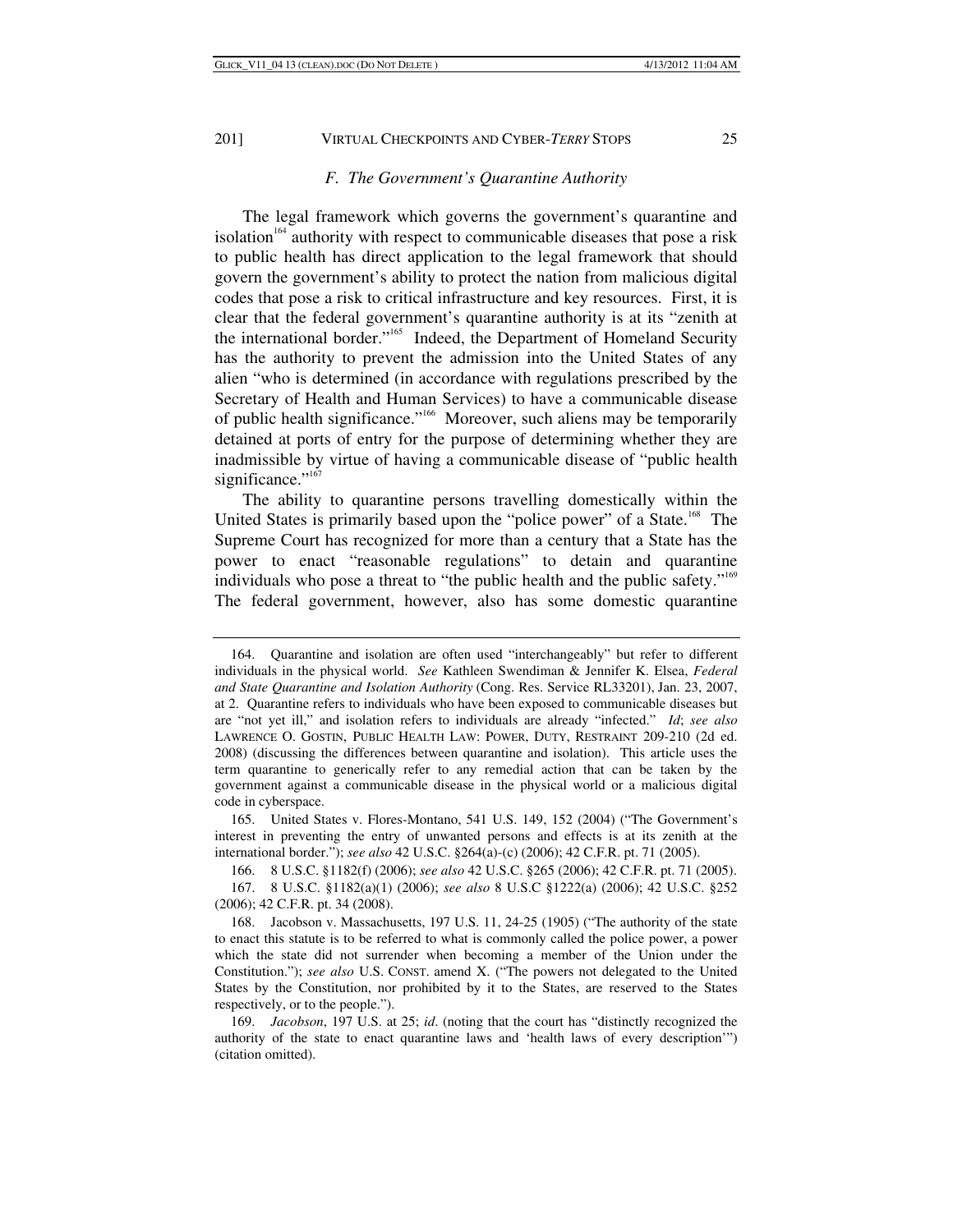### *F. The Government's Quarantine Authority*

The legal framework which governs the government's quarantine and isolation[164] authority with respect to communicable diseases that pose a risk to public health has direct application to the legal framework that should govern the government's ability to protect the nation from malicious digital codes that pose a risk to critical infrastructure and key resources. First, it is clear that the federal government's quarantine authority is at its "zenith at the international border."[165] Indeed, the Department of Homeland Security has the authority to prevent the admission into the United States of any alien "who is determined (in accordance with regulations prescribed by the Secretary of Health and Human Services) to have a communicable disease of public health significance."[166] Moreover, such aliens may be temporarily detained at ports of entry for the purpose of determining whether they are inadmissible by virtue of having a communicable disease of "public health significance."[167]

The ability to quarantine persons travelling domestically within the United States is primarily based upon the "police power" of a State.[168] The Supreme Court has recognized for more than a century that a State has the power to enact "reasonable regulations" to detain and quarantine individuals who pose a threat to "the public health and the public safety."[169] The federal government, however, also has some domestic quarantine

---

164. Quarantine and isolation are often used "interchangeably" but refer to different individuals in the physical world. *See* Kathleen Swendiman & Jennifer K. Elsea, *Federal and State Quarantine and Isolation Authority* (Cong. Res. Service RL33201), Jan. 23, 2007, at 2. Quarantine refers to individuals who have been exposed to communicable diseases but are "not yet ill," and isolation refers to individuals are already "infected." *Id*; *see also* LAWRENCE O. GOSTIN, PUBLIC HEALTH LAW: POWER, DUTY, RESTRAINT 209-210 (2d ed. 2008) (discussing the differences between quarantine and isolation). This article uses the term quarantine to generically refer to any remedial action that can be taken by the government against a communicable disease in the physical world or a malicious digital code in cyberspace.

165. United States v. Flores-Montano, 541 U.S. 149, 152 (2004) ("The Government's interest in preventing the entry of unwanted persons and effects is at its zenith at the international border."); *see also* 42 U.S.C. §264(a)-(c) (2006); 42 C.F.R. pt. 71 (2005).

166. 8 U.S.C. §1182(f) (2006); *see also* 42 U.S.C. §265 (2006); 42 C.F.R. pt. 71 (2005).

167. 8 U.S.C. §1182(a)(1) (2006); *see also* 8 U.S.C §1222(a) (2006); 42 U.S.C. §252 (2006); 42 C.F.R. pt. 34 (2008).

168. Jacobson v. Massachusetts, 197 U.S. 11, 24-25 (1905) ("The authority of the state to enact this statute is to be referred to what is commonly called the police power, a power which the state did not surrender when becoming a member of the Union under the Constitution."); *see also* U.S. CONST. amend X. ("The powers not delegated to the United States by the Constitution, nor prohibited by it to the States, are reserved to the States respectively, or to the people.").

169. *Jacobson*, 197 U.S. at 25; *id*. (noting that the court has "distinctly recognized the authority of the state to enact quarantine laws and 'health laws of every description'") (citation omitted).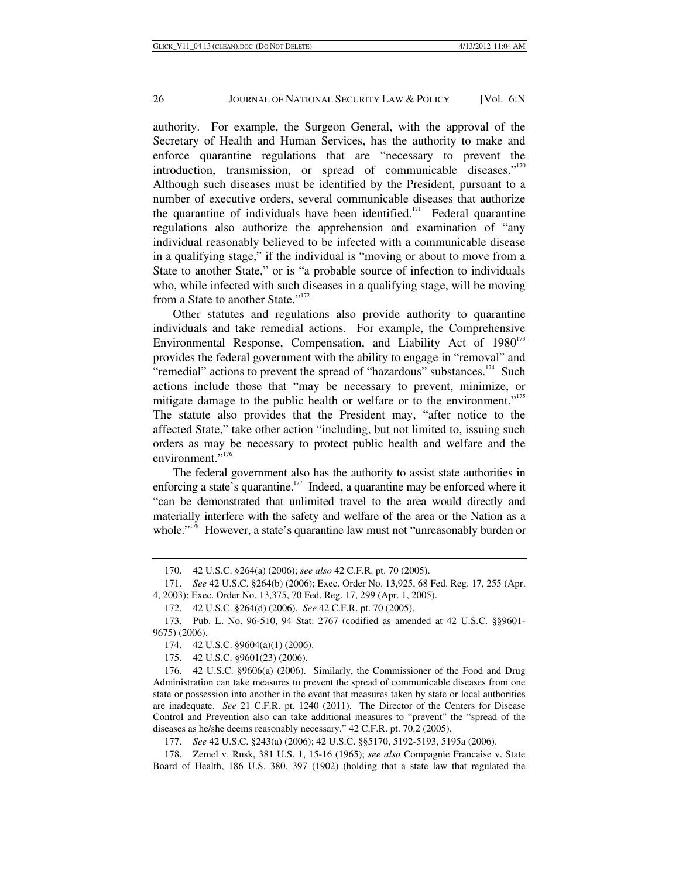authority. For example, the Surgeon General, with the approval of the Secretary of Health and Human Services, has the authority to make and enforce quarantine regulations that are "necessary to prevent the introduction, transmission, or spread of communicable diseases."[170] Although such diseases must be identified by the President, pursuant to a number of executive orders, several communicable diseases that authorize the quarantine of individuals have been identified.[171] Federal quarantine regulations also authorize the apprehension and examination of "any individual reasonably believed to be infected with a communicable disease in a qualifying stage," if the individual is "moving or about to move from a State to another State," or is "a probable source of infection to individuals who, while infected with such diseases in a qualifying stage, will be moving from a State to another State."[172]

Other statutes and regulations also provide authority to quarantine individuals and take remedial actions. For example, the Comprehensive Environmental Response, Compensation, and Liability Act of 1980[173] provides the federal government with the ability to engage in "removal" and "remedial" actions to prevent the spread of "hazardous" substances.[174] Such actions include those that "may be necessary to prevent, minimize, or mitigate damage to the public health or welfare or to the environment."[175] The statute also provides that the President may, "after notice to the affected State," take other action "including, but not limited to, issuing such orders as may be necessary to protect public health and welfare and the environment."[176]

The federal government also has the authority to assist state authorities in enforcing a state's quarantine.[177] Indeed, a quarantine may be enforced where it "can be demonstrated that unlimited travel to the area would directly and materially interfere with the safety and welfare of the area or the Nation as a whole."[178] However, a state's quarantine law must not "unreasonably burden or

---

170. 42 U.S.C. §264(a) (2006); *see also* 42 C.F.R. pt. 70 (2005).

171. *See* 42 U.S.C. §264(b) (2006); Exec. Order No. 13,925, 68 Fed. Reg. 17, 255 (Apr. 4, 2003); Exec. Order No. 13,375, 70 Fed. Reg. 17, 299 (Apr. 1, 2005).

172. 42 U.S.C. §264(d) (2006). *See* 42 C.F.R. pt. 70 (2005).

173. Pub. L. No. 96-510, 94 Stat. 2767 (codified as amended at 42 U.S.C. §§9601-9675) (2006).

174. 42 U.S.C. §9604(a)(1) (2006).

175. 42 U.S.C. §9601(23) (2006).

176. 42 U.S.C. §9606(a) (2006). Similarly, the Commissioner of the Food and Drug Administration can take measures to prevent the spread of communicable diseases from one state or possession into another in the event that measures taken by state or local authorities are inadequate. *See* 21 C.F.R. pt. 1240 (2011). The Director of the Centers for Disease Control and Prevention also can take additional measures to "prevent" the "spread of the diseases as he/she deems reasonably necessary." 42 C.F.R. pt. 70.2 (2005).

177. *See* 42 U.S.C. §243(a) (2006); 42 U.S.C. §§5170, 5192-5193, 5195a (2006).

178. Zemel v. Rusk, 381 U.S. 1, 15-16 (1965); *see also* Compagnie Francaise v. State Board of Health, 186 U.S. 380, 397 (1902) (holding that a state law that regulated the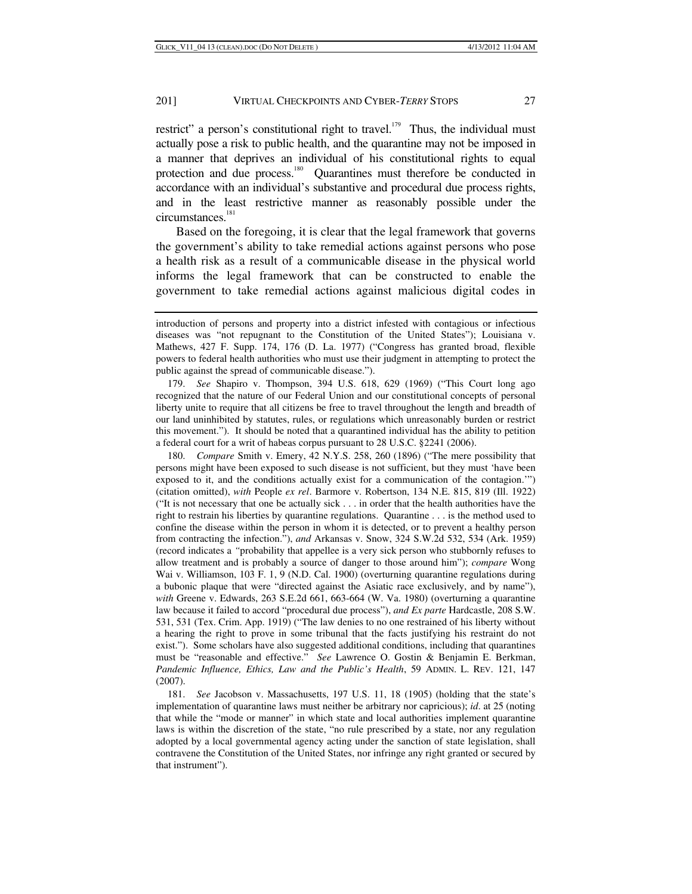restrict" a person's constitutional right to travel.[179] Thus, the individual must actually pose a risk to public health, and the quarantine may not be imposed in a manner that deprives an individual of his constitutional rights to equal protection and due process.[180] Quarantines must therefore be conducted in accordance with an individual's substantive and procedural due process rights, and in the least restrictive manner as reasonably possible under the circumstances.[181]

Based on the foregoing, it is clear that the legal framework that governs the government's ability to take remedial actions against persons who pose a health risk as a result of a communicable disease in the physical world informs the legal framework that can be constructed to enable the government to take remedial actions against malicious digital codes in

---

introduction of persons and property into a district infested with contagious or infectious diseases was "not repugnant to the Constitution of the United States"); Louisiana v. Mathews, 427 F. Supp. 174, 176 (D. La. 1977) ("Congress has granted broad, flexible powers to federal health authorities who must use their judgment in attempting to protect the public against the spread of communicable disease.").

179. *See* Shapiro v. Thompson, 394 U.S. 618, 629 (1969) ("This Court long ago recognized that the nature of our Federal Union and our constitutional concepts of personal liberty unite to require that all citizens be free to travel throughout the length and breadth of our land uninhibited by statutes, rules, or regulations which unreasonably burden or restrict this movement."). It should be noted that a quarantined individual has the ability to petition a federal court for a writ of habeas corpus pursuant to 28 U.S.C. §2241 (2006).

180. *Compare* Smith v. Emery, 42 N.Y.S. 258, 260 (1896) ("The mere possibility that persons might have been exposed to such disease is not sufficient, but they must 'have been exposed to it, and the conditions actually exist for a communication of the contagion.'") (citation omitted), *with* People *ex rel*. Barmore v. Robertson, 134 N.E. 815, 819 (Ill. 1922) ("It is not necessary that one be actually sick . . . in order that the health authorities have the right to restrain his liberties by quarantine regulations. Quarantine . . . is the method used to confine the disease within the person in whom it is detected, or to prevent a healthy person from contracting the infection."), *and* Arkansas v. Snow, 324 S.W.2d 532, 534 (Ark. 1959) (record indicates a "probability that appellee is a very sick person who stubbornly refuses to allow treatment and is probably a source of danger to those around him"); *compare* Wong Wai v. Williamson, 103 F. 1, 9 (N.D. Cal. 1900) (overturning quarantine regulations during a bubonic plaque that were "directed against the Asiatic race exclusively, and by name"), *with* Greene v. Edwards, 263 S.E.2d 661, 663-664 (W. Va. 1980) (overturning a quarantine law because it failed to accord "procedural due process"), *and Ex parte* Hardcastle, 208 S.W. 531, 531 (Tex. Crim. App. 1919) ("The law denies to no one restrained of his liberty without a hearing the right to prove in some tribunal that the facts justifying his restraint do not exist."). Some scholars have also suggested additional conditions, including that quarantines must be "reasonable and effective." *See* Lawrence O. Gostin & Benjamin E. Berkman, *Pandemic Influence, Ethics, Law and the Public's Health*, 59 ADMIN. L. REV. 121, 147 (2007).

181. *See* Jacobson v. Massachusetts, 197 U.S. 11, 18 (1905) (holding that the state's implementation of quarantine laws must neither be arbitrary nor capricious); *id*. at 25 (noting that while the "mode or manner" in which state and local authorities implement quarantine laws is within the discretion of the state, "no rule prescribed by a state, nor any regulation adopted by a local governmental agency acting under the sanction of state legislation, shall contravene the Constitution of the United States, nor infringe any right granted or secured by that instrument").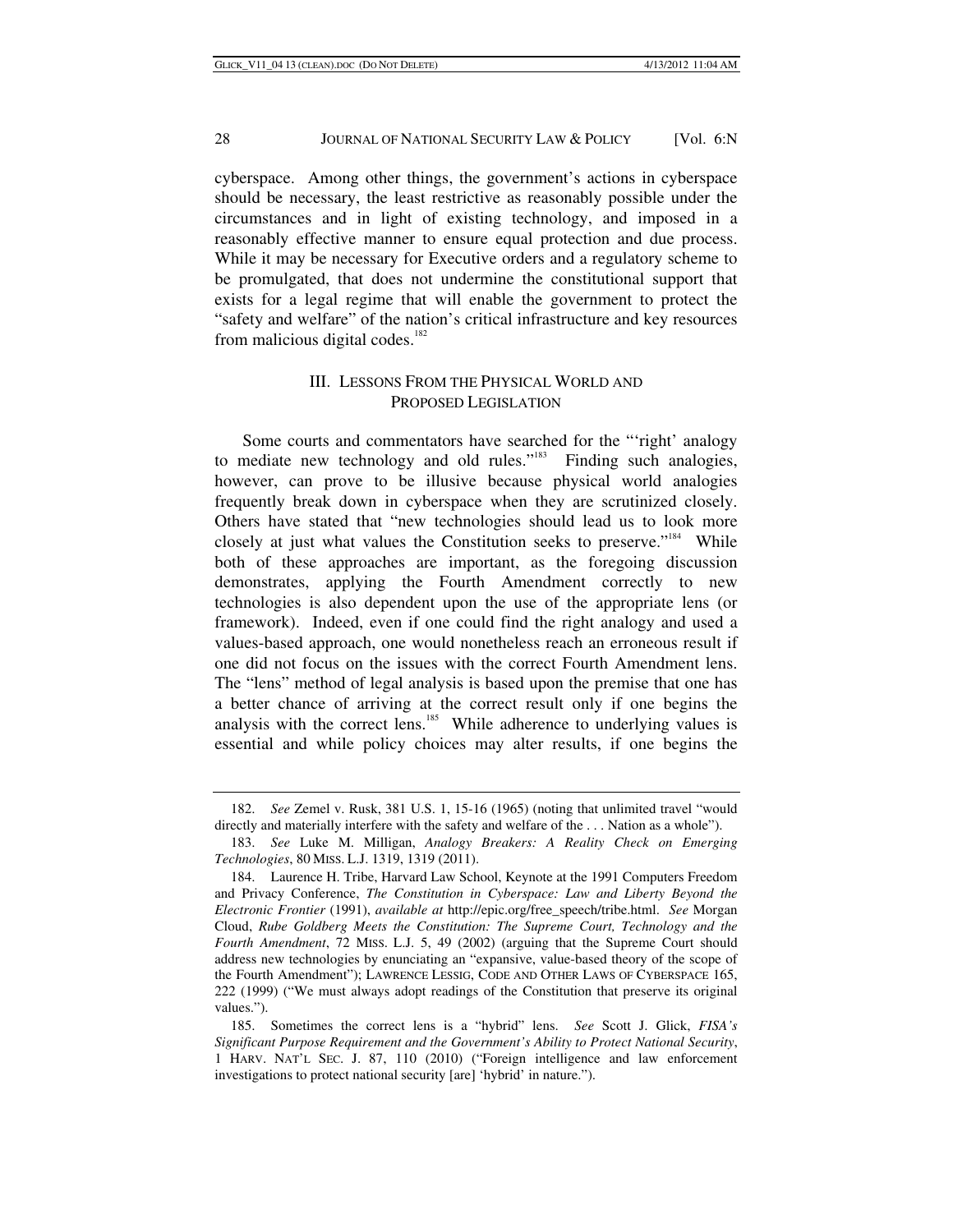cyberspace. Among other things, the government's actions in cyberspace should be necessary, the least restrictive as reasonably possible under the circumstances and in light of existing technology, and imposed in a reasonably effective manner to ensure equal protection and due process. While it may be necessary for Executive orders and a regulatory scheme to be promulgated, that does not undermine the constitutional support that exists for a legal regime that will enable the government to protect the "safety and welfare" of the nation's critical infrastructure and key resources from malicious digital codes.[182]

## III. LESSONS FROM THE PHYSICAL WORLD AND PROPOSED LEGISLATION

Some courts and commentators have searched for the "'right' analogy to mediate new technology and old rules."[183] Finding such analogies, however, can prove to be illusive because physical world analogies frequently break down in cyberspace when they are scrutinized closely. Others have stated that "new technologies should lead us to look more closely at just what values the Constitution seeks to preserve."[184] While both of these approaches are important, as the foregoing discussion demonstrates, applying the Fourth Amendment correctly to new technologies is also dependent upon the use of the appropriate lens (or framework). Indeed, even if one could find the right analogy and used a values-based approach, one would nonetheless reach an erroneous result if one did not focus on the issues with the correct Fourth Amendment lens. The "lens" method of legal analysis is based upon the premise that one has a better chance of arriving at the correct result only if one begins the analysis with the correct lens.[185] While adherence to underlying values is essential and while policy choices may alter results, if one begins the

---

182. *See* Zemel v. Rusk, 381 U.S. 1, 15-16 (1965) (noting that unlimited travel "would directly and materially interfere with the safety and welfare of the . . . Nation as a whole").

183. *See* Luke M. Milligan, *Analogy Breakers: A Reality Check on Emerging Technologies*, 80 MISS. L.J. 1319, 1319 (2011).

184. Laurence H. Tribe, Harvard Law School, Keynote at the 1991 Computers Freedom and Privacy Conference, *The Constitution in Cyberspace: Law and Liberty Beyond the Electronic Frontier* (1991), *available at* http://epic.org/free_speech/tribe.html. *See* Morgan Cloud, *Rube Goldberg Meets the Constitution: The Supreme Court, Technology and the Fourth Amendment*, 72 MISS. L.J. 5, 49 (2002) (arguing that the Supreme Court should address new technologies by enunciating an "expansive, value-based theory of the scope of the Fourth Amendment"); LAWRENCE LESSIG, CODE AND OTHER LAWS OF CYBERSPACE 165, 222 (1999) ("We must always adopt readings of the Constitution that preserve its original values.").

185. Sometimes the correct lens is a "hybrid" lens. *See* Scott J. Glick, *FISA's Significant Purpose Requirement and the Government's Ability to Protect National Security*, 1 HARV. NAT'L SEC. J. 87, 110 (2010) ("Foreign intelligence and law enforcement investigations to protect national security [are] 'hybrid' in nature.").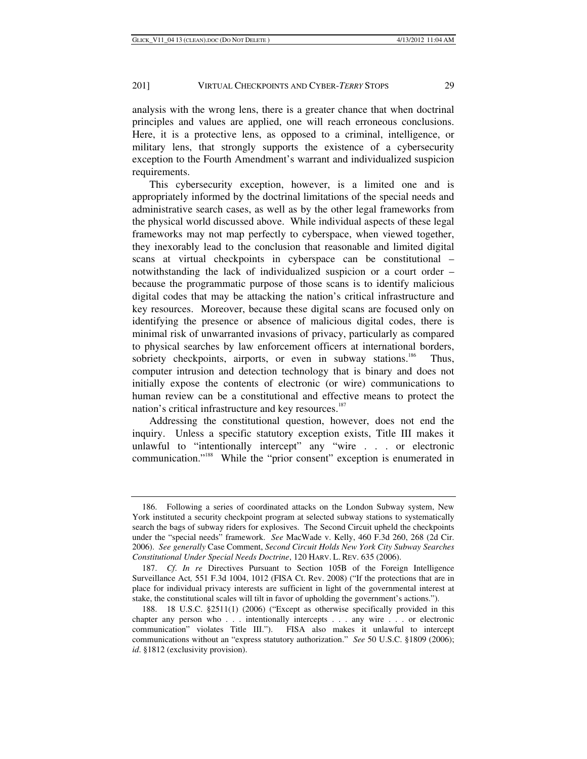analysis with the wrong lens, there is a greater chance that when doctrinal principles and values are applied, one will reach erroneous conclusions. Here, it is a protective lens, as opposed to a criminal, intelligence, or military lens, that strongly supports the existence of a cybersecurity exception to the Fourth Amendment's warrant and individualized suspicion requirements.

This cybersecurity exception, however, is a limited one and is appropriately informed by the doctrinal limitations of the special needs and administrative search cases, as well as by the other legal frameworks from the physical world discussed above. While individual aspects of these legal frameworks may not map perfectly to cyberspace, when viewed together, they inexorably lead to the conclusion that reasonable and limited digital scans at virtual checkpoints in cyberspace can be constitutional – notwithstanding the lack of individualized suspicion or a court order – because the programmatic purpose of those scans is to identify malicious digital codes that may be attacking the nation's critical infrastructure and key resources. Moreover, because these digital scans are focused only on identifying the presence or absence of malicious digital codes, there is minimal risk of unwarranted invasions of privacy, particularly as compared to physical searches by law enforcement officers at international borders, sobriety checkpoints, airports, or even in subway stations.[186] Thus, computer intrusion and detection technology that is binary and does not initially expose the contents of electronic (or wire) communications to human review can be a constitutional and effective means to protect the nation's critical infrastructure and key resources.[187]

Addressing the constitutional question, however, does not end the inquiry. Unless a specific statutory exception exists, Title III makes it unlawful to "intentionally intercept" any "wire . . . or electronic communication."[188] While the "prior consent" exception is enumerated in

---

186. Following a series of coordinated attacks on the London Subway system, New York instituted a security checkpoint program at selected subway stations to systematically search the bags of subway riders for explosives. The Second Circuit upheld the checkpoints under the "special needs" framework. *See* MacWade v. Kelly, 460 F.3d 260, 268 (2d Cir. 2006). *See generally* Case Comment, *Second Circuit Holds New York City Subway Searches Constitutional Under Special Needs Doctrine*, 120 HARV. L. REV. 635 (2006).

187. *Cf*. *In re* Directives Pursuant to Section 105B of the Foreign Intelligence Surveillance Act, 551 F.3d 1004, 1012 (FISA Ct. Rev. 2008) ("If the protections that are in place for individual privacy interests are sufficient in light of the governmental interest at stake, the constitutional scales will tilt in favor of upholding the government's actions.").

188. 18 U.S.C. §2511(1) (2006) ("Except as otherwise specifically provided in this chapter any person who . . . intentionally intercepts . . . any wire . . . or electronic communication" violates Title III."). FISA also makes it unlawful to intercept communications without an "express statutory authorization." *See* 50 U.S.C. §1809 (2006); *id*. §1812 (exclusivity provision).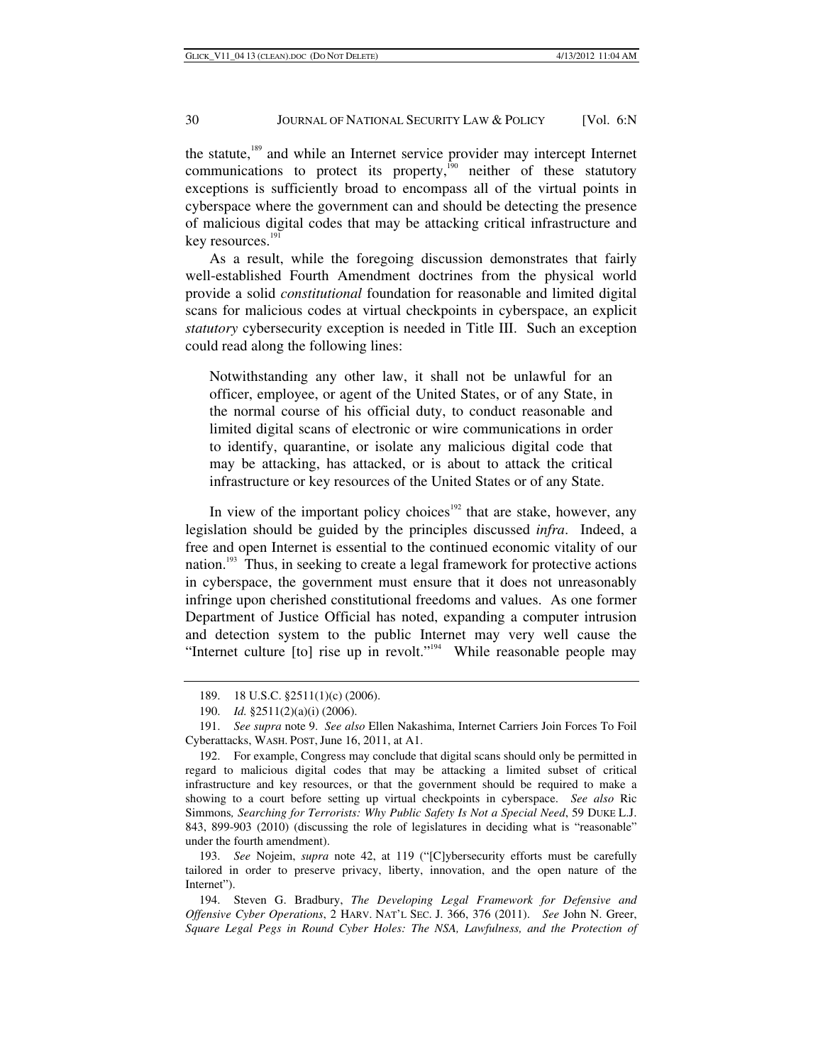the statute,[189] and while an Internet service provider may intercept Internet communications to protect its property,[190] neither of these statutory exceptions is sufficiently broad to encompass all of the virtual points in cyberspace where the government can and should be detecting the presence of malicious digital codes that may be attacking critical infrastructure and key resources.[191]

As a result, while the foregoing discussion demonstrates that fairly well-established Fourth Amendment doctrines from the physical world provide a solid *constitutional* foundation for reasonable and limited digital scans for malicious codes at virtual checkpoints in cyberspace, an explicit *statutory* cybersecurity exception is needed in Title III. Such an exception could read along the following lines:

> Notwithstanding any other law, it shall not be unlawful for an officer, employee, or agent of the United States, or of any State, in the normal course of his official duty, to conduct reasonable and limited digital scans of electronic or wire communications in order to identify, quarantine, or isolate any malicious digital code that may be attacking, has attacked, or is about to attack the critical infrastructure or key resources of the United States or of any State.

In view of the important policy choices[192] that are stake, however, any legislation should be guided by the principles discussed *infra*. Indeed, a free and open Internet is essential to the continued economic vitality of our nation.[193] Thus, in seeking to create a legal framework for protective actions in cyberspace, the government must ensure that it does not unreasonably infringe upon cherished constitutional freedoms and values. As one former Department of Justice Official has noted, expanding a computer intrusion and detection system to the public Internet may very well cause the "Internet culture [to] rise up in revolt."[194] While reasonable people may

---

189. 18 U.S.C. §2511(1)(c) (2006).

190. *Id.* §2511(2)(a)(i) (2006).

191. *See supra* note 9. *See also* Ellen Nakashima, Internet Carriers Join Forces To Foil Cyberattacks, WASH. POST, June 16, 2011, at A1.

192. For example, Congress may conclude that digital scans should only be permitted in regard to malicious digital codes that may be attacking a limited subset of critical infrastructure and key resources, or that the government should be required to make a showing to a court before setting up virtual checkpoints in cyberspace. *See also* Ric Simmons*, Searching for Terrorists: Why Public Safety Is Not a Special Need*, 59 DUKE L.J. 843, 899-903 (2010) (discussing the role of legislatures in deciding what is "reasonable" under the fourth amendment).

193. *See* Nojeim, *supra* note 42, at 119 ("[C]ybersecurity efforts must be carefully tailored in order to preserve privacy, liberty, innovation, and the open nature of the Internet").

194. Steven G. Bradbury, *The Developing Legal Framework for Defensive and Offensive Cyber Operations*, 2 HARV. NAT'L SEC. J. 366, 376 (2011). *See* John N. Greer, *Square Legal Pegs in Round Cyber Holes: The NSA, Lawfulness, and the Protection of*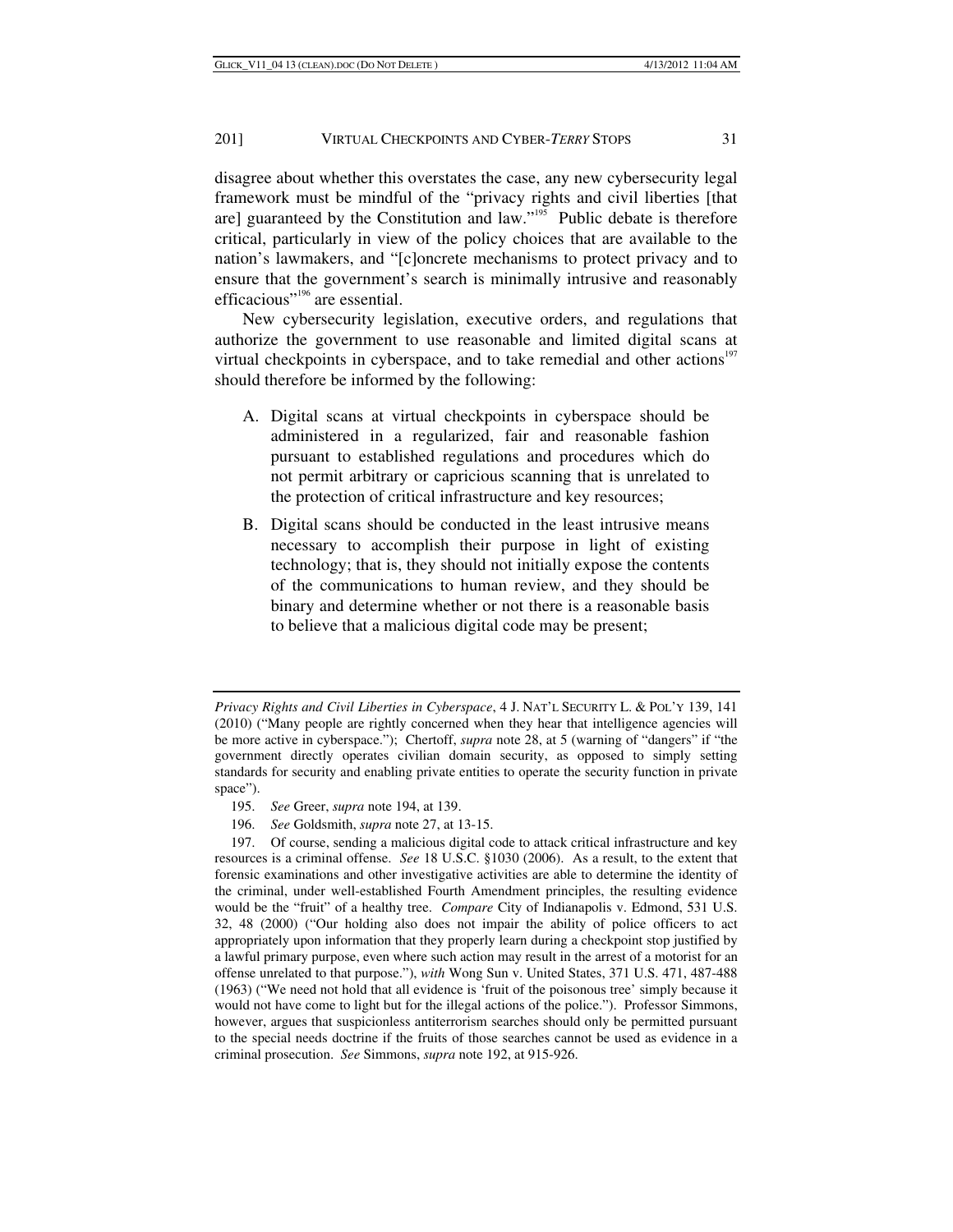disagree about whether this overstates the case, any new cybersecurity legal framework must be mindful of the "privacy rights and civil liberties [that are] guaranteed by the Constitution and law."[195] Public debate is therefore critical, particularly in view of the policy choices that are available to the nation's lawmakers, and "[c]oncrete mechanisms to protect privacy and to ensure that the government's search is minimally intrusive and reasonably efficacious"[196] are essential.

New cybersecurity legislation, executive orders, and regulations that authorize the government to use reasonable and limited digital scans at virtual checkpoints in cyberspace, and to take remedial and other actions[197] should therefore be informed by the following:

A. Digital scans at virtual checkpoints in cyberspace should be administered in a regularized, fair and reasonable fashion pursuant to established regulations and procedures which do not permit arbitrary or capricious scanning that is unrelated to the protection of critical infrastructure and key resources;

B. Digital scans should be conducted in the least intrusive means necessary to accomplish their purpose in light of existing technology; that is, they should not initially expose the contents of the communications to human review, and they should be binary and determine whether or not there is a reasonable basis to believe that a malicious digital code may be present;

---

*Privacy Rights and Civil Liberties in Cyberspace*, 4 J. NAT'L SECURITY L. & POL'Y 139, 141 (2010) ("Many people are rightly concerned when they hear that intelligence agencies will be more active in cyberspace."); Chertoff, *supra* note 28, at 5 (warning of "dangers" if "the government directly operates civilian domain security, as opposed to simply setting standards for security and enabling private entities to operate the security function in private space").

195. *See* Greer, *supra* note 194, at 139.

196. *See* Goldsmith, *supra* note 27, at 13-15.

197. Of course, sending a malicious digital code to attack critical infrastructure and key resources is a criminal offense. *See* 18 U.S.C. §1030 (2006). As a result, to the extent that forensic examinations and other investigative activities are able to determine the identity of the criminal, under well-established Fourth Amendment principles, the resulting evidence would be the "fruit" of a healthy tree. *Compare* City of Indianapolis v. Edmond, 531 U.S. 32, 48 (2000) ("Our holding also does not impair the ability of police officers to act appropriately upon information that they properly learn during a checkpoint stop justified by a lawful primary purpose, even where such action may result in the arrest of a motorist for an offense unrelated to that purpose."), *with* Wong Sun v. United States, 371 U.S. 471, 487-488 (1963) ("We need not hold that all evidence is 'fruit of the poisonous tree' simply because it would not have come to light but for the illegal actions of the police."). Professor Simmons, however, argues that suspicionless antiterrorism searches should only be permitted pursuant to the special needs doctrine if the fruits of those searches cannot be used as evidence in a criminal prosecution. *See* Simmons, *supra* note 192, at 915-926.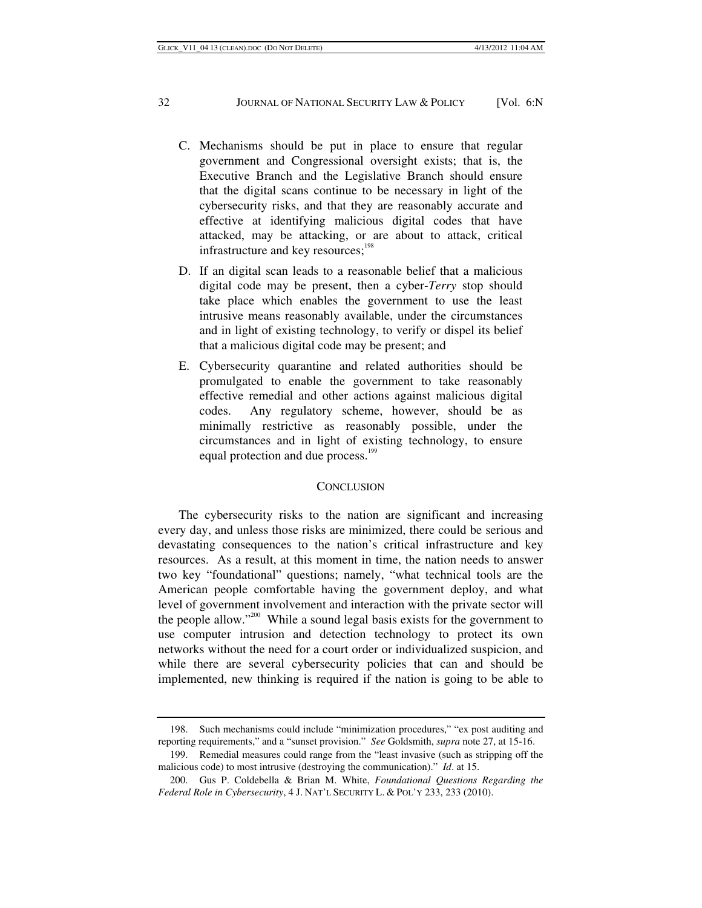C. Mechanisms should be put in place to ensure that regular government and Congressional oversight exists; that is, the Executive Branch and the Legislative Branch should ensure that the digital scans continue to be necessary in light of the cybersecurity risks, and that they are reasonably accurate and effective at identifying malicious digital codes that have attacked, may be attacking, or are about to attack, critical infrastructure and key resources;[198]

D. If an digital scan leads to a reasonable belief that a malicious digital code may be present, then a cyber-*Terry* stop should take place which enables the government to use the least intrusive means reasonably available, under the circumstances and in light of existing technology, to verify or dispel its belief that a malicious digital code may be present; and

E. Cybersecurity quarantine and related authorities should be promulgated to enable the government to take reasonably effective remedial and other actions against malicious digital codes. Any regulatory scheme, however, should be as minimally restrictive as reasonably possible, under the circumstances and in light of existing technology, to ensure equal protection and due process.[199]

## CONCLUSION

The cybersecurity risks to the nation are significant and increasing every day, and unless those risks are minimized, there could be serious and devastating consequences to the nation's critical infrastructure and key resources. As a result, at this moment in time, the nation needs to answer two key "foundational" questions; namely, "what technical tools are the American people comfortable having the government deploy, and what level of government involvement and interaction with the private sector will the people allow."[200] While a sound legal basis exists for the government to use computer intrusion and detection technology to protect its own networks without the need for a court order or individualized suspicion, and while there are several cybersecurity policies that can and should be implemented, new thinking is required if the nation is going to be able to

---

198. Such mechanisms could include "minimization procedures," "ex post auditing and reporting requirements," and a "sunset provision." *See* Goldsmith, *supra* note 27, at 15-16.

199. Remedial measures could range from the "least invasive (such as stripping off the malicious code) to most intrusive (destroying the communication)." *Id*. at 15.

200. Gus P. Coldebella & Brian M. White, *Foundational Questions Regarding the Federal Role in Cybersecurity*, 4 J. NAT'L SECURITY L. & POL'Y 233, 233 (2010).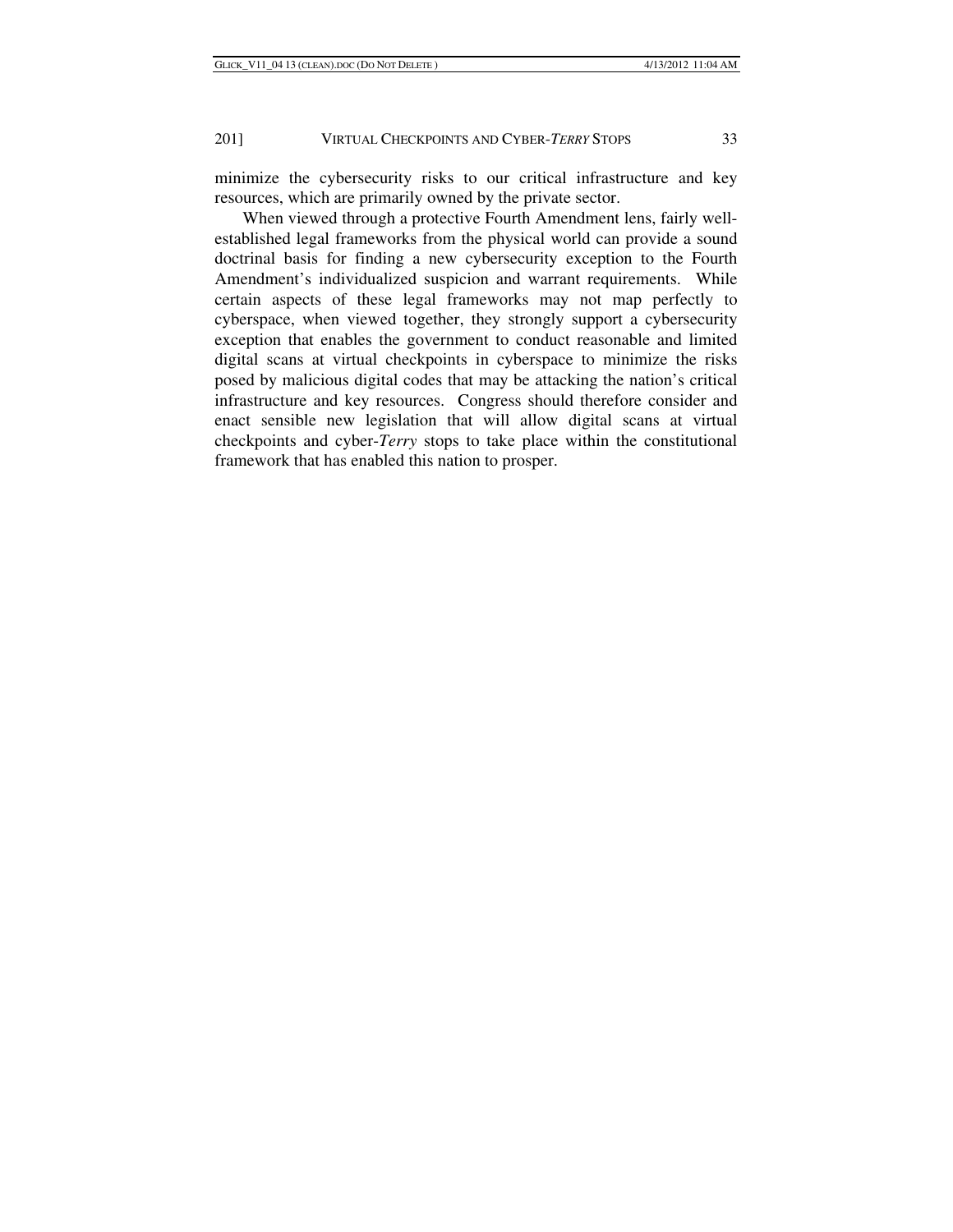minimize the cybersecurity risks to our critical infrastructure and key resources, which are primarily owned by the private sector.

When viewed through a protective Fourth Amendment lens, fairly well-established legal frameworks from the physical world can provide a sound doctrinal basis for finding a new cybersecurity exception to the Fourth Amendment's individualized suspicion and warrant requirements. While certain aspects of these legal frameworks may not map perfectly to cyberspace, when viewed together, they strongly support a cybersecurity exception that enables the government to conduct reasonable and limited digital scans at virtual checkpoints in cyberspace to minimize the risks posed by malicious digital codes that may be attacking the nation's critical infrastructure and key resources. Congress should therefore consider and enact sensible new legislation that will allow digital scans at virtual checkpoints and cyber-*Terry* stops to take place within the constitutional framework that has enabled this nation to prosper.